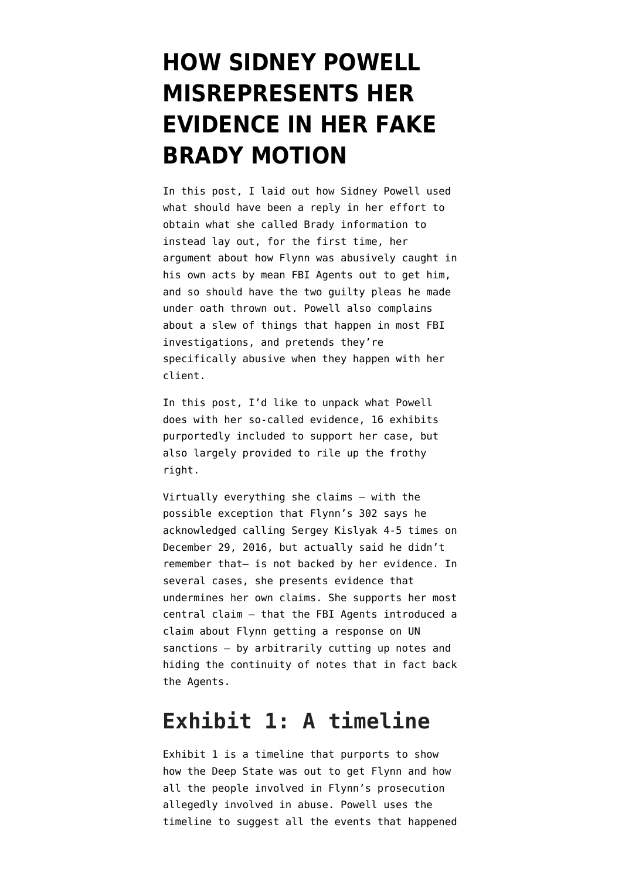# HOW SIDNEY POWELL MISREPRESENTS HER EVIDENCE IN HER FAKE BRADY MOTION

In this post, I laid out how Sidney Powell used what should have been a reply in her effort to obtain what she called Brady information to instead lay out, for the first time, her argument about how Flynn was abusively caught in his own acts by mean FBI Agents out to get him, and so should have the two guilty pleas he made under oath thrown out. Powell also complains about a slew of things that happen in most FBI investigations, and pretends they're specifically abusive when they happen with her client.

In this post, I'd like to unpack what Powell does with her so-called evidence, 16 exhibits purportedly included to support her case, but also largely provided to rile up the frothy right.

Virtually everything she claims — with the possible exception that Flynn's 302 says he acknowledged calling Sergey Kislyak 4-5 times on December 29, 2016, but actually said he didn't remember that— is not backed by her evidence. In several cases, she presents evidence that undermines her own claims. She supports her most central claim — that the FBI Agents introduced a claim about Flynn getting a response on UN sanctions — by arbitrarily cutting up notes and hiding the continuity of notes that in fact back the Agents.

## Exhibit 1: A timeline

Exhibit 1 is a timeline that purports to show how the Deep State was out to get Flynn and how all the people involved in Flynn's prosecution allegedly involved in abuse. Powell uses the timeline to suggest all the events that happened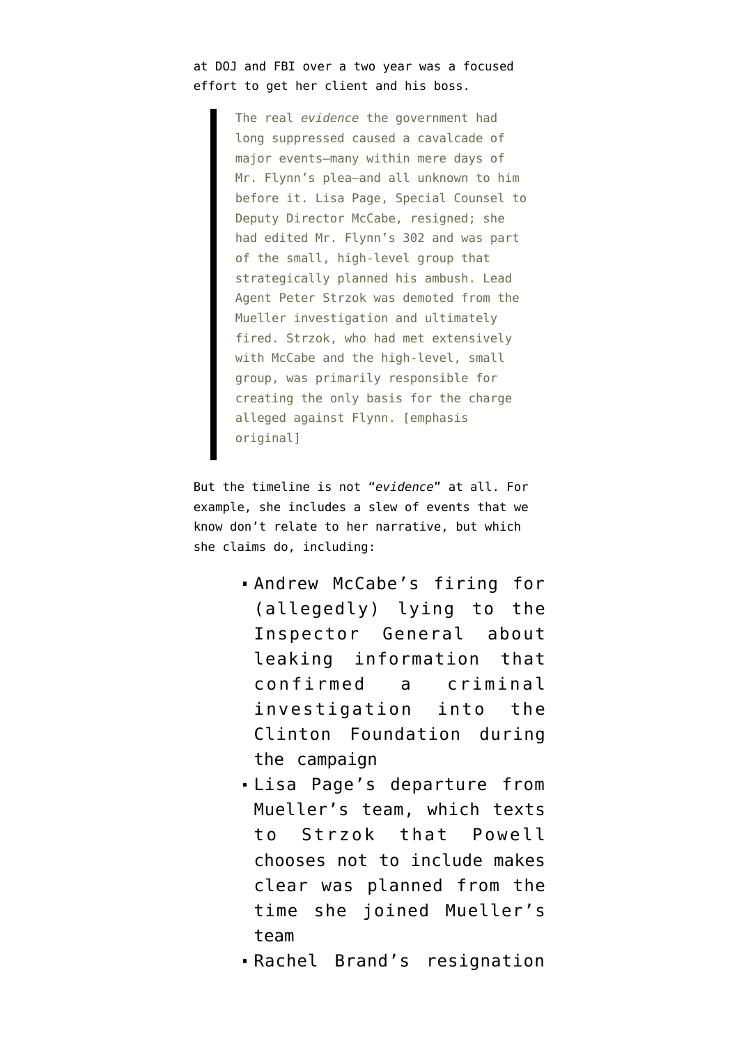at DOJ and FBI over a two year was a focused effort to get her client and his boss.

> The real *evidence* the government had long suppressed caused a cavalcade of major events—many within mere days of Mr. Flynn's plea—and all unknown to him before it. Lisa Page, Special Counsel to Deputy Director McCabe, resigned; she had edited Mr. Flynn's 302 and was part of the small, high-level group that strategically planned his ambush. Lead Agent Peter Strzok was demoted from the Mueller investigation and ultimately fired. Strzok, who had met extensively with McCabe and the high-level, small group, was primarily responsible for creating the only basis for the charge alleged against Flynn. [emphasis original]

But the timeline is not "*evidence*" at all. For example, she includes a slew of events that we know don't relate to her narrative, but which she claims do, including:

- Andrew McCabe's firing for (allegedly) lying to the Inspector General about leaking information that confirmed a criminal investigation into the Clinton Foundation during the campaign
- Lisa Page's departure from Mueller's team, which texts to Strzok that Powell chooses not to include makes clear was planned from the time she joined Mueller's team
- Rachel Brand's resignation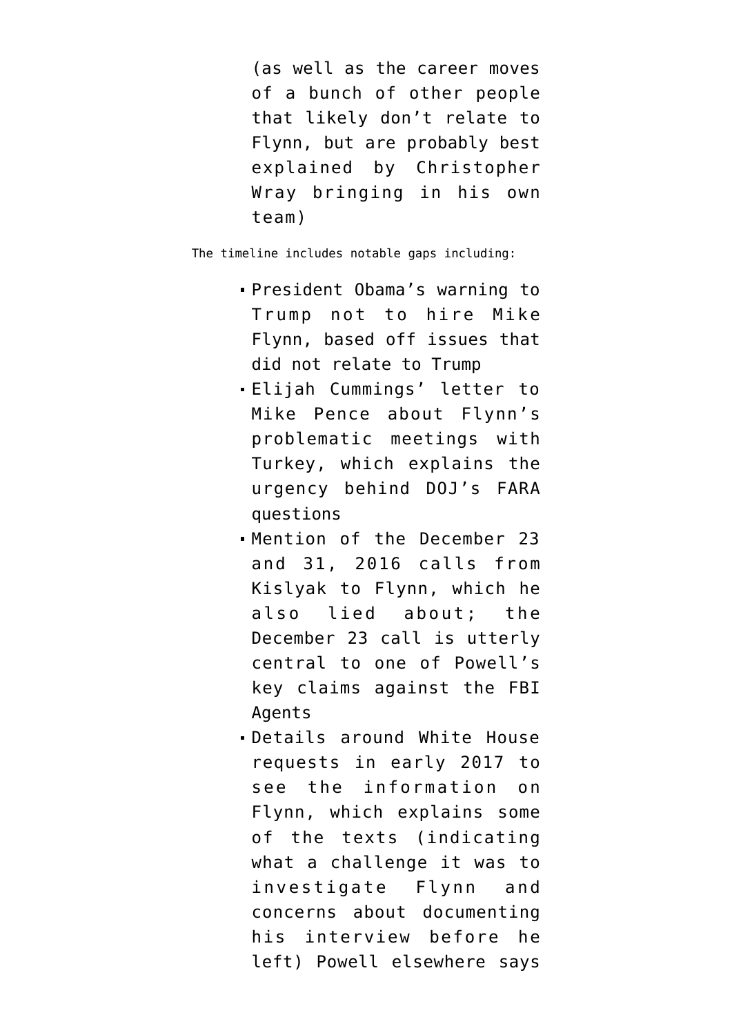(as well as the career moves of a bunch of other people that likely don't relate to Flynn, but are probably best explained by Christopher Wray bringing in his own team)

The timeline includes notable gaps including:

- President Obama's warning to Trump not to hire Mike Flynn, based off issues that did not relate to Trump
- Elijah Cummings' letter to Mike Pence about Flynn's problematic meetings with Turkey, which explains the urgency behind DOJ's FARA questions
- Mention of the December 23 and 31, 2016 calls from Kislyak to Flynn, which he also lied about; the December 23 call is utterly central to one of Powell's key claims against the FBI Agents
- Details around White House requests in early 2017 to see the information on Flynn, which explains some of the texts (indicating what a challenge it was to investigate Flynn and concerns about documenting his interview before he left) Powell elsewhere says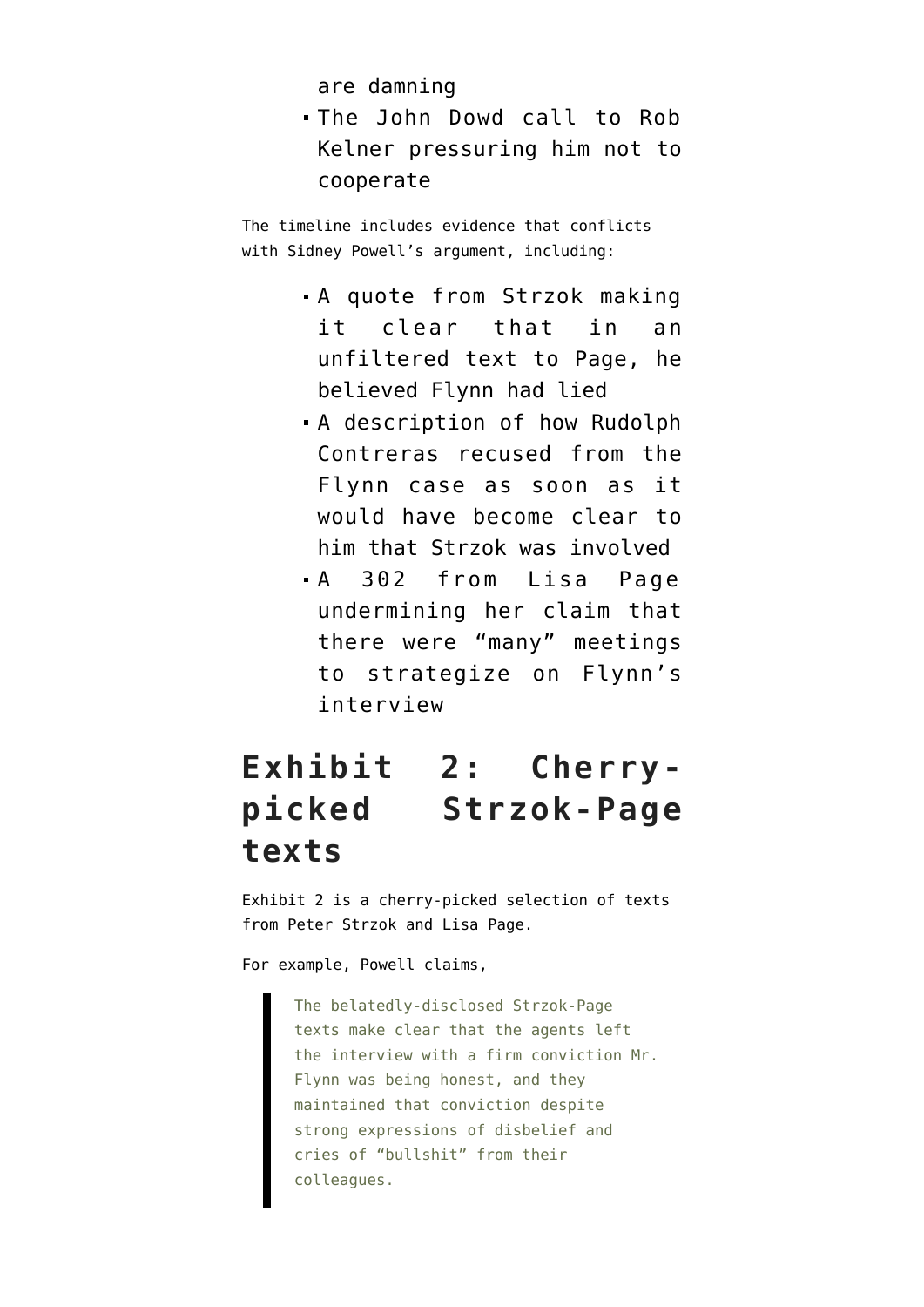are damning
- The John Dowd call to Rob Kelner pressuring him not to cooperate

The timeline includes evidence that conflicts with Sidney Powell's argument, including:

- A quote from Strzok making it clear that in an unfiltered text to Page, he believed Flynn had lied
- A description of how Rudolph Contreras recused from the Flynn case as soon as it would have become clear to him that Strzok was involved
- A 302 from Lisa Page undermining her claim that there were "many" meetings to strategize on Flynn's interview

## Exhibit 2: Cherry-picked Strzok-Page texts

Exhibit 2 is a cherry-picked selection of texts from Peter Strzok and Lisa Page.

For example, Powell claims,

> The belatedly-disclosed Strzok-Page texts make clear that the agents left the interview with a firm conviction Mr. Flynn was being honest, and they maintained that conviction despite strong expressions of disbelief and cries of "bullshit" from their colleagues.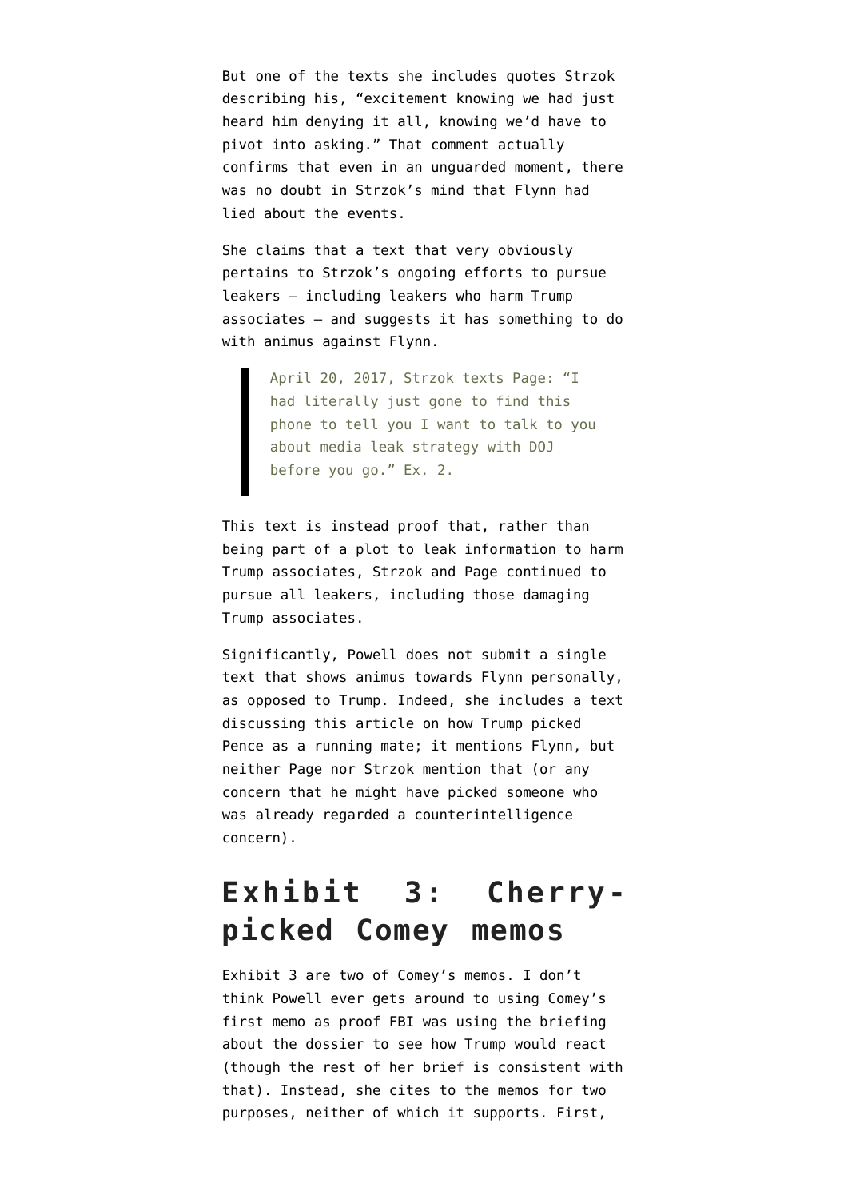But one of the texts she includes quotes Strzok describing his, "excitement knowing we had just heard him denying it all, knowing we'd have to pivot into asking." That comment actually confirms that even in an unguarded moment, there was no doubt in Strzok's mind that Flynn had lied about the events.

She claims that a text that very obviously pertains to Strzok's ongoing efforts to pursue leakers — including leakers who harm Trump associates — and suggests it has something to do with animus against Flynn.

> April 20, 2017, Strzok texts Page: "I had literally just gone to find this phone to tell you I want to talk to you about media leak strategy with DOJ before you go." Ex. 2.

This text is instead proof that, rather than being part of a plot to leak information to harm Trump associates, Strzok and Page continued to pursue all leakers, including those damaging Trump associates.

Significantly, Powell does not submit a single text that shows animus towards Flynn personally, as opposed to Trump. Indeed, she includes a text discussing this article on how Trump picked Pence as a running mate; it mentions Flynn, but neither Page nor Strzok mention that (or any concern that he might have picked someone who was already regarded a counterintelligence concern).

## Exhibit 3: Cherry-picked Comey memos

Exhibit 3 are two of Comey's memos. I don't think Powell ever gets around to using Comey's first memo as proof FBI was using the briefing about the dossier to see how Trump would react (though the rest of her brief is consistent with that). Instead, she cites to the memos for two purposes, neither of which it supports. First,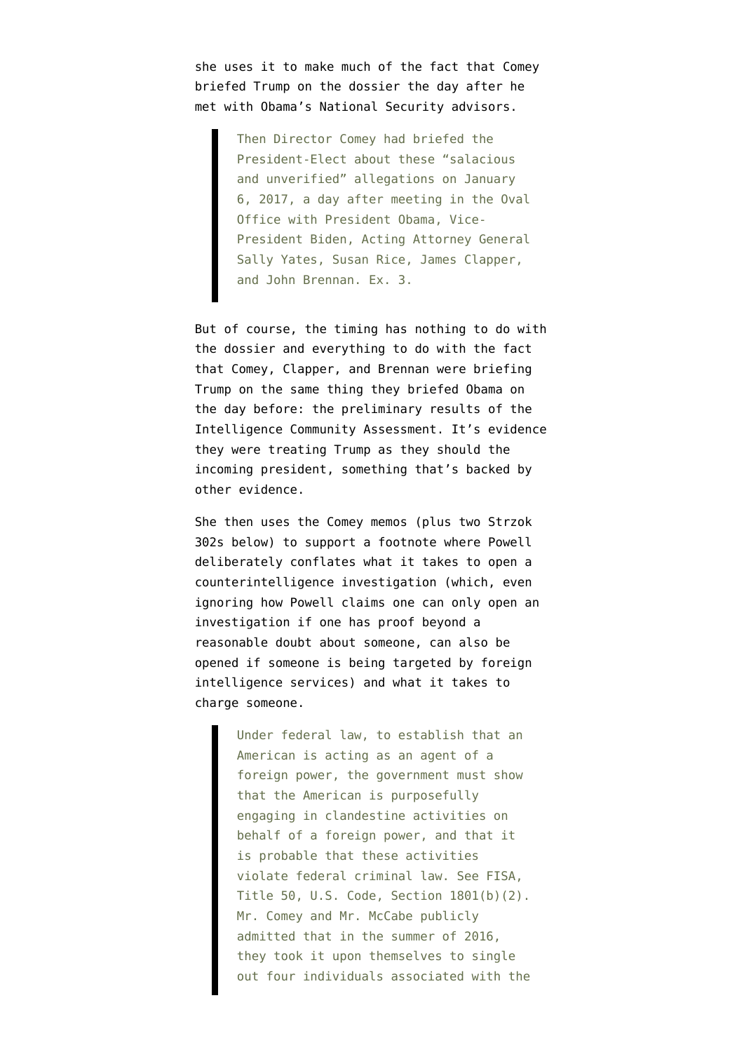she uses it to make much of the fact that Comey briefed Trump on the dossier the day after he met with Obama's National Security advisors.

> Then Director Comey had briefed the President-Elect about these "salacious and unverified" allegations on January 6, 2017, a day after meeting in the Oval Office with President Obama, Vice-President Biden, Acting Attorney General Sally Yates, Susan Rice, James Clapper, and John Brennan. Ex. 3.

But of course, the timing has nothing to do with the dossier and everything to do with the fact that Comey, Clapper, and Brennan were briefing Trump on the same thing they briefed Obama on the day before: the preliminary results of the Intelligence Community Assessment. It's evidence they were treating Trump as they should the incoming president, something that's backed by other evidence.

She then uses the Comey memos (plus two Strzok 302s below) to support a footnote where Powell deliberately conflates what it takes to open a counterintelligence investigation (which, even ignoring how Powell claims one can only open an investigation if one has proof beyond a reasonable doubt about someone, can also be opened if someone is being targeted by foreign intelligence services) and what it takes to charge someone.

> Under federal law, to establish that an American is acting as an agent of a foreign power, the government must show that the American is purposefully engaging in clandestine activities on behalf of a foreign power, and that it is probable that these activities violate federal criminal law. See FISA, Title 50, U.S. Code, Section 1801(b)(2). Mr. Comey and Mr. McCabe publicly admitted that in the summer of 2016, they took it upon themselves to single out four individuals associated with the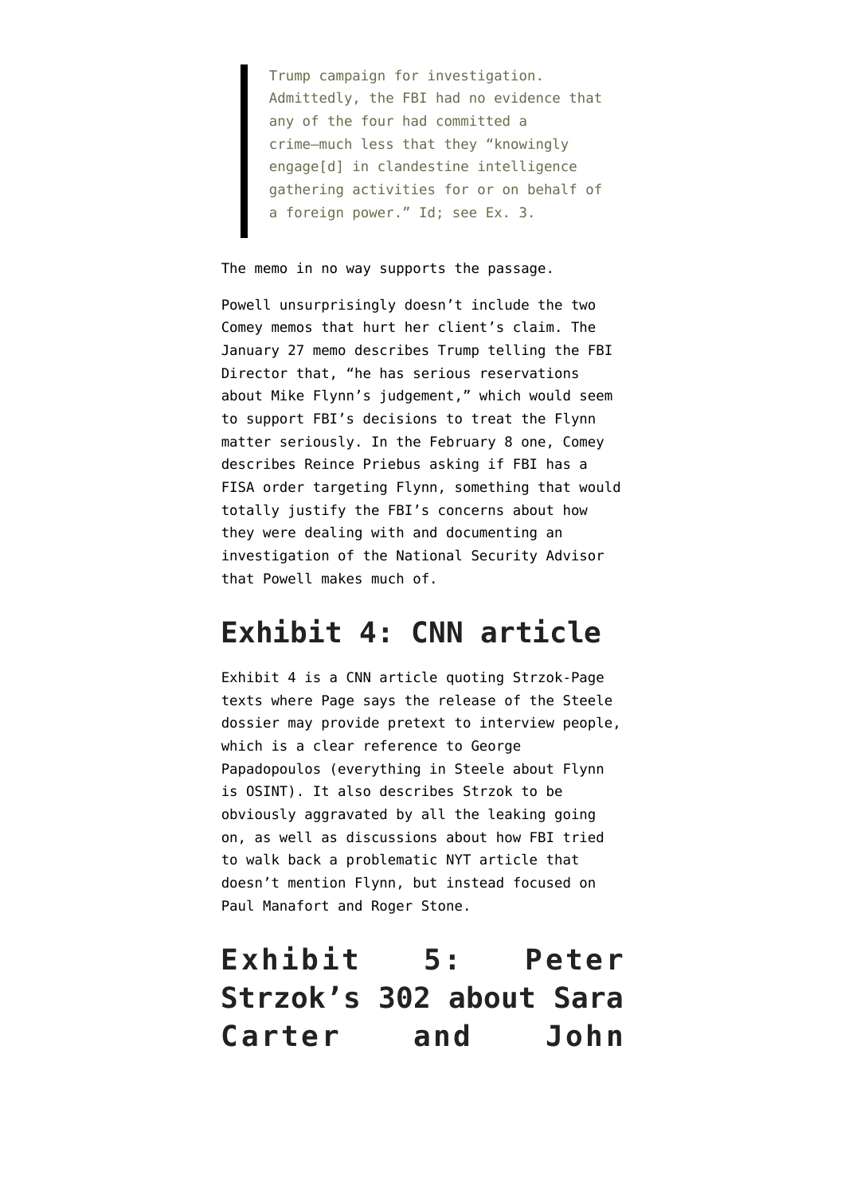> Trump campaign for investigation. Admittedly, the FBI had no evidence that any of the four had committed a crime—much less that they "knowingly engage[d] in clandestine intelligence gathering activities for or on behalf of a foreign power." Id; see Ex. 3.

The memo in no way supports the passage.

Powell unsurprisingly doesn't include the two Comey memos that hurt her client's claim. The January 27 memo describes Trump telling the FBI Director that, "he has serious reservations about Mike Flynn's judgement," which would seem to support FBI's decisions to treat the Flynn matter seriously. In the February 8 one, Comey describes Reince Priebus asking if FBI has a FISA order targeting Flynn, something that would totally justify the FBI's concerns about how they were dealing with and documenting an investigation of the National Security Advisor that Powell makes much of.

## Exhibit 4: CNN article

Exhibit 4 is a CNN article quoting Strzok-Page texts where Page says the release of the Steele dossier may provide pretext to interview people, which is a clear reference to George Papadopoulos (everything in Steele about Flynn is OSINT). It also describes Strzok to be obviously aggravated by all the leaking going on, as well as discussions about how FBI tried to walk back a problematic NYT article that doesn't mention Flynn, but instead focused on Paul Manafort and Roger Stone.

## Exhibit 5: Peter Strzok's 302 about Sara Carter and John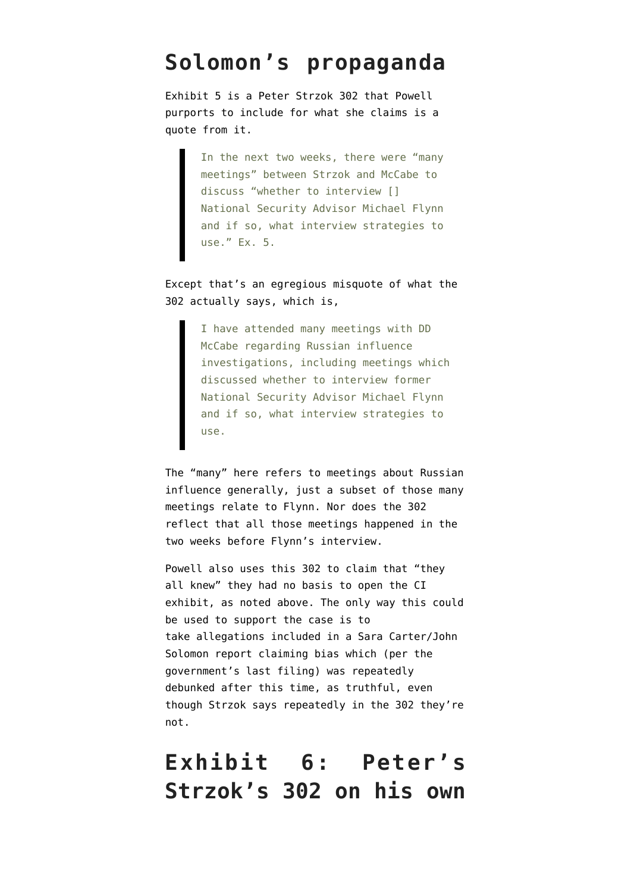## Solomon's propaganda

Exhibit 5 is a Peter Strzok 302 that Powell purports to include for what she claims is a quote from it.

> In the next two weeks, there were "many meetings" between Strzok and McCabe to discuss "whether to interview [] National Security Advisor Michael Flynn and if so, what interview strategies to use." Ex. 5.

Except that's an egregious misquote of what the 302 actually says, which is,

> I have attended many meetings with DD McCabe regarding Russian influence investigations, including meetings which discussed whether to interview former National Security Advisor Michael Flynn and if so, what interview strategies to use.

The "many" here refers to meetings about Russian influence generally, just a subset of those many meetings relate to Flynn. Nor does the 302 reflect that all those meetings happened in the two weeks before Flynn's interview.

Powell also uses this 302 to claim that "they all knew" they had no basis to open the CI exhibit, as noted above. The only way this could be used to support the case is to take allegations included in a Sara Carter/John Solomon report claiming bias which (per the government's last filing) was repeatedly debunked after this time, as truthful, even though Strzok says repeatedly in the 302 they're not.

## Exhibit 6: Peter's Strzok's 302 on his own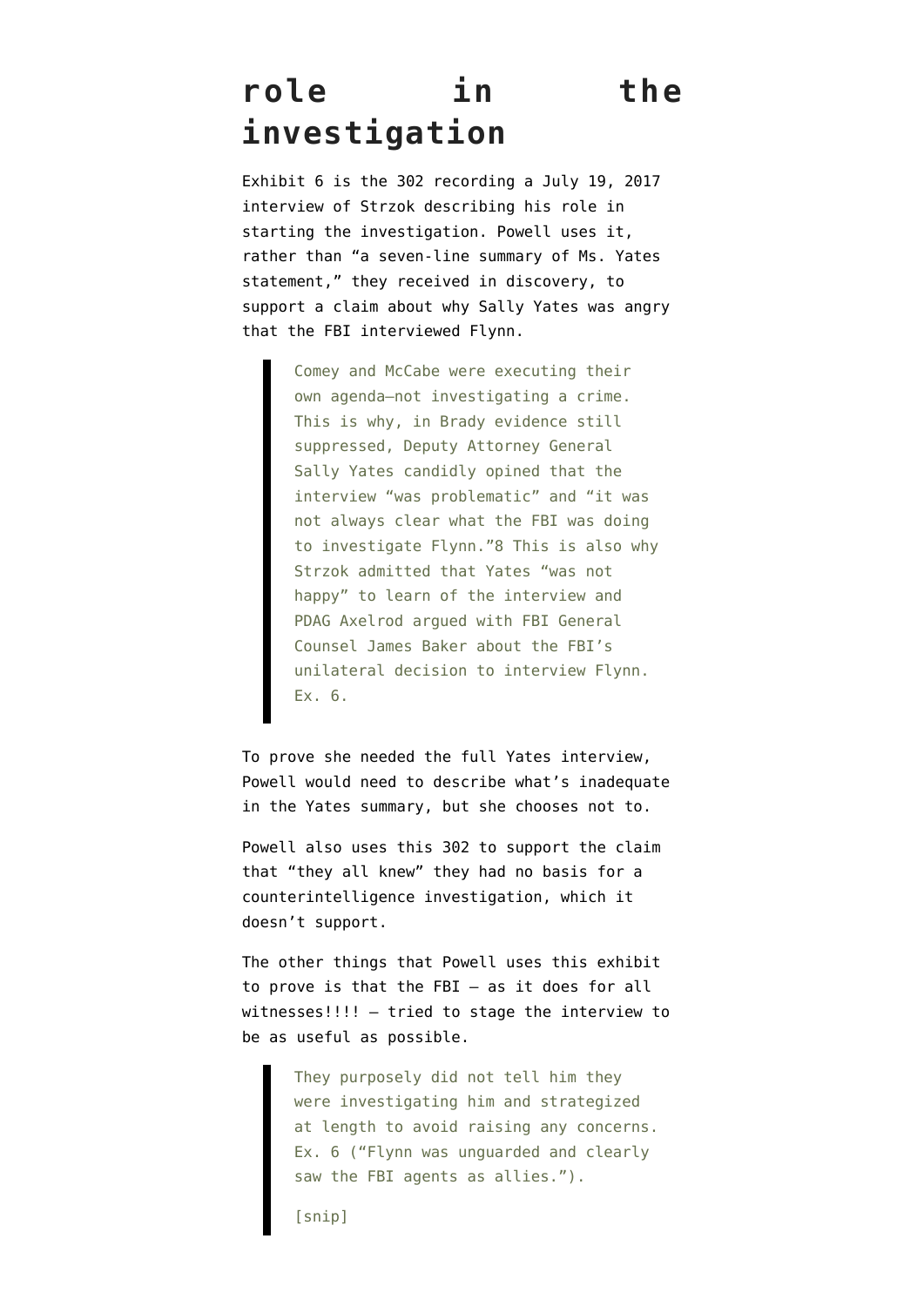## role in the investigation

Exhibit 6 is the 302 recording a July 19, 2017 interview of Strzok describing his role in starting the investigation. Powell uses it, rather than "a seven-line summary of Ms. Yates statement," they received in discovery, to support a claim about why Sally Yates was angry that the FBI interviewed Flynn.

> Comey and McCabe were executing their own agenda—not investigating a crime. This is why, in Brady evidence still suppressed, Deputy Attorney General Sally Yates candidly opined that the interview "was problematic" and "it was not always clear what the FBI was doing to investigate Flynn."8 This is also why Strzok admitted that Yates "was not happy" to learn of the interview and PDAG Axelrod argued with FBI General Counsel James Baker about the FBI's unilateral decision to interview Flynn. Ex. 6.

To prove she needed the full Yates interview, Powell would need to describe what's inadequate in the Yates summary, but she chooses not to.

Powell also uses this 302 to support the claim that "they all knew" they had no basis for a counterintelligence investigation, which it doesn't support.

The other things that Powell uses this exhibit to prove is that the FBI — as it does for all witnesses!!!! — tried to stage the interview to be as useful as possible.

> They purposely did not tell him they were investigating him and strategized at length to avoid raising any concerns. Ex. 6 ("Flynn was unguarded and clearly saw the FBI agents as allies.").
>
> [snip]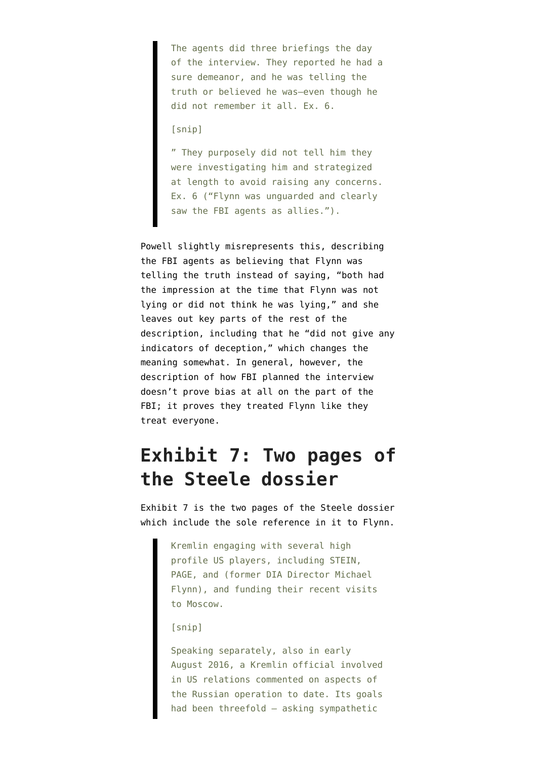> The agents did three briefings the day of the interview. They reported he had a sure demeanor, and he was telling the truth or believed he was—even though he did not remember it all. Ex. 6.
>
> [snip]
>
> " They purposely did not tell him they were investigating him and strategized at length to avoid raising any concerns. Ex. 6 ("Flynn was unguarded and clearly saw the FBI agents as allies.").

Powell slightly misrepresents this, describing the FBI agents as believing that Flynn was telling the truth instead of saying, "both had the impression at the time that Flynn was not lying or did not think he was lying," and she leaves out key parts of the rest of the description, including that he "did not give any indicators of deception," which changes the meaning somewhat. In general, however, the description of how FBI planned the interview doesn't prove bias at all on the part of the FBI; it proves they treated Flynn like they treat everyone.

## Exhibit 7: Two pages of the Steele dossier

Exhibit 7 is the two pages of the Steele dossier which include the sole reference in it to Flynn.

> Kremlin engaging with several high profile US players, including STEIN, PAGE, and (former DIA Director Michael Flynn), and funding their recent visits to Moscow.
>
> [snip]
>
> Speaking separately, also in early August 2016, a Kremlin official involved in US relations commented on aspects of the Russian operation to date. Its goals had been threefold – asking sympathetic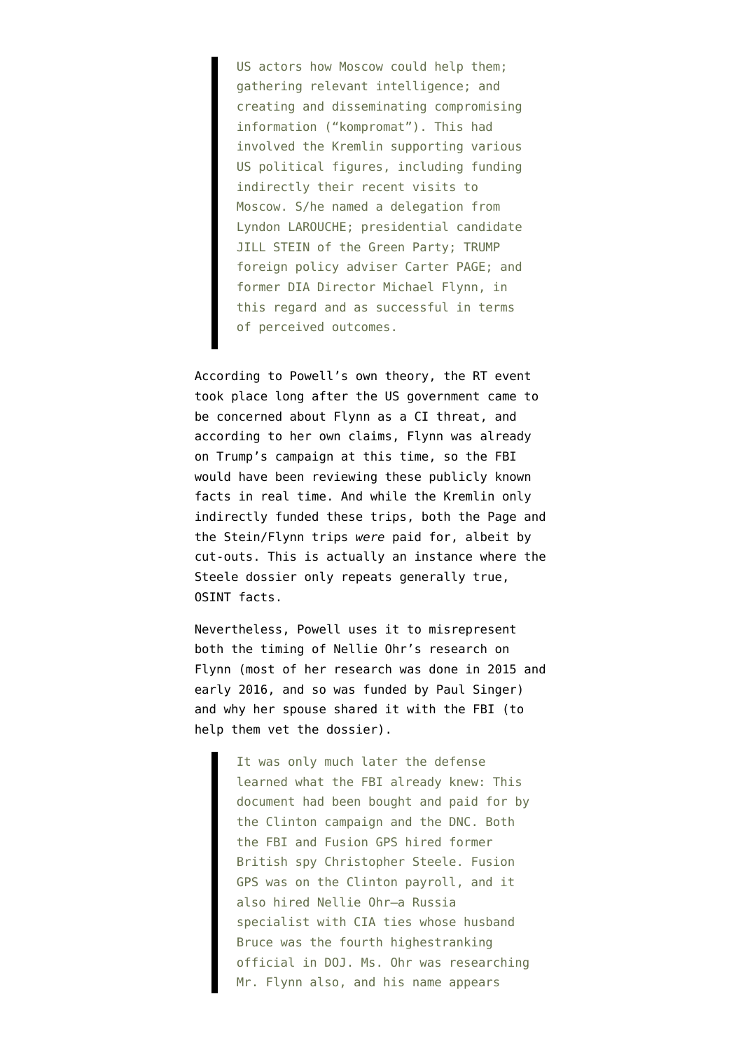> US actors how Moscow could help them; gathering relevant intelligence; and creating and disseminating compromising information ("kompromat"). This had involved the Kremlin supporting various US political figures, including funding indirectly their recent visits to Moscow. S/he named a delegation from Lyndon LAROUCHE; presidential candidate JILL STEIN of the Green Party; TRUMP foreign policy adviser Carter PAGE; and former DIA Director Michael Flynn, in this regard and as successful in terms of perceived outcomes.

According to Powell's own theory, the RT event took place long after the US government came to be concerned about Flynn as a CI threat, and according to her own claims, Flynn was already on Trump's campaign at this time, so the FBI would have been reviewing these publicly known facts in real time. And while the Kremlin only indirectly funded these trips, both the Page and the Stein/Flynn trips *were* paid for, albeit by cut-outs. This is actually an instance where the Steele dossier only repeats generally true, OSINT facts.

Nevertheless, Powell uses it to misrepresent both the timing of Nellie Ohr's research on Flynn (most of her research was done in 2015 and early 2016, and so was funded by Paul Singer) and why her spouse shared it with the FBI (to help them vet the dossier).

> It was only much later the defense learned what the FBI already knew: This document had been bought and paid for by the Clinton campaign and the DNC. Both the FBI and Fusion GPS hired former British spy Christopher Steele. Fusion GPS was on the Clinton payroll, and it also hired Nellie Ohr—a Russia specialist with CIA ties whose husband Bruce was the fourth highestranking official in DOJ. Ms. Ohr was researching Mr. Flynn also, and his name appears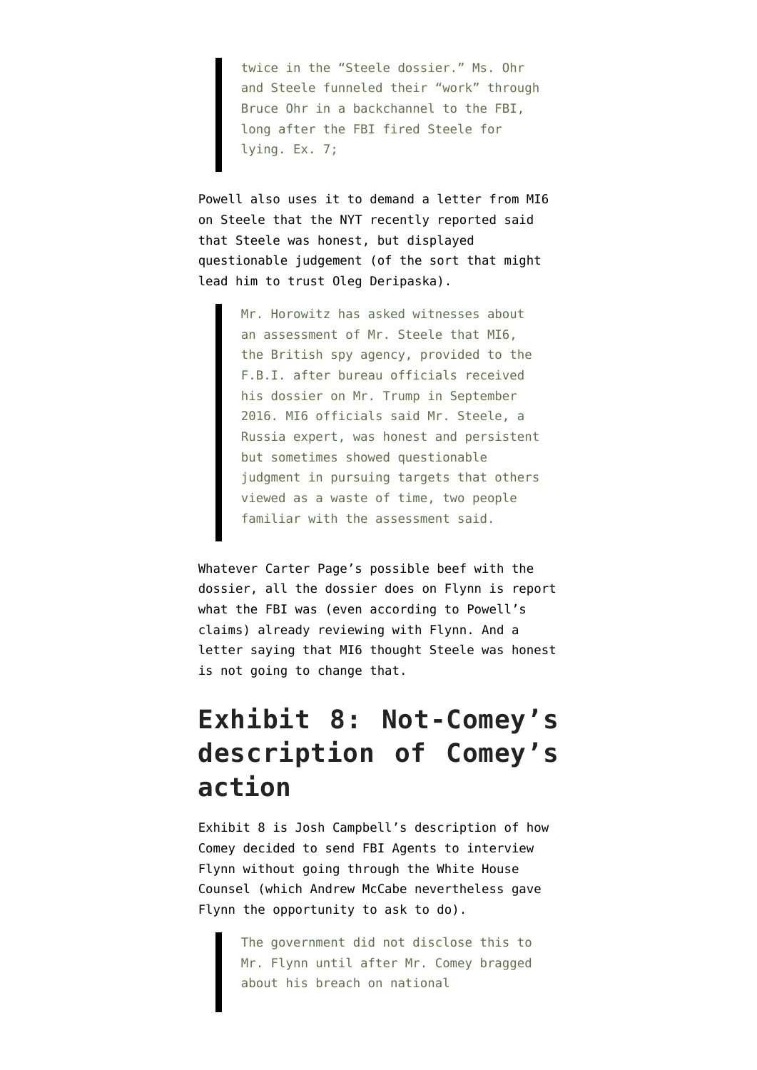> twice in the "Steele dossier." Ms. Ohr and Steele funneled their "work" through Bruce Ohr in a backchannel to the FBI, long after the FBI fired Steele for lying. Ex. 7;

Powell also uses it to demand a letter from MI6 on Steele that the NYT recently reported said that Steele was honest, but displayed questionable judgement (of the sort that might lead him to trust Oleg Deripaska).

> Mr. Horowitz has asked witnesses about an assessment of Mr. Steele that MI6, the British spy agency, provided to the F.B.I. after bureau officials received his dossier on Mr. Trump in September 2016. MI6 officials said Mr. Steele, a Russia expert, was honest and persistent but sometimes showed questionable judgment in pursuing targets that others viewed as a waste of time, two people familiar with the assessment said.

Whatever Carter Page's possible beef with the dossier, all the dossier does on Flynn is report what the FBI was (even according to Powell's claims) already reviewing with Flynn. And a letter saying that MI6 thought Steele was honest is not going to change that.

## Exhibit 8: Not-Comey's description of Comey's action

Exhibit 8 is Josh Campbell's description of how Comey decided to send FBI Agents to interview Flynn without going through the White House Counsel (which Andrew McCabe nevertheless gave Flynn the opportunity to ask to do).

> The government did not disclose this to Mr. Flynn until after Mr. Comey bragged about his breach on national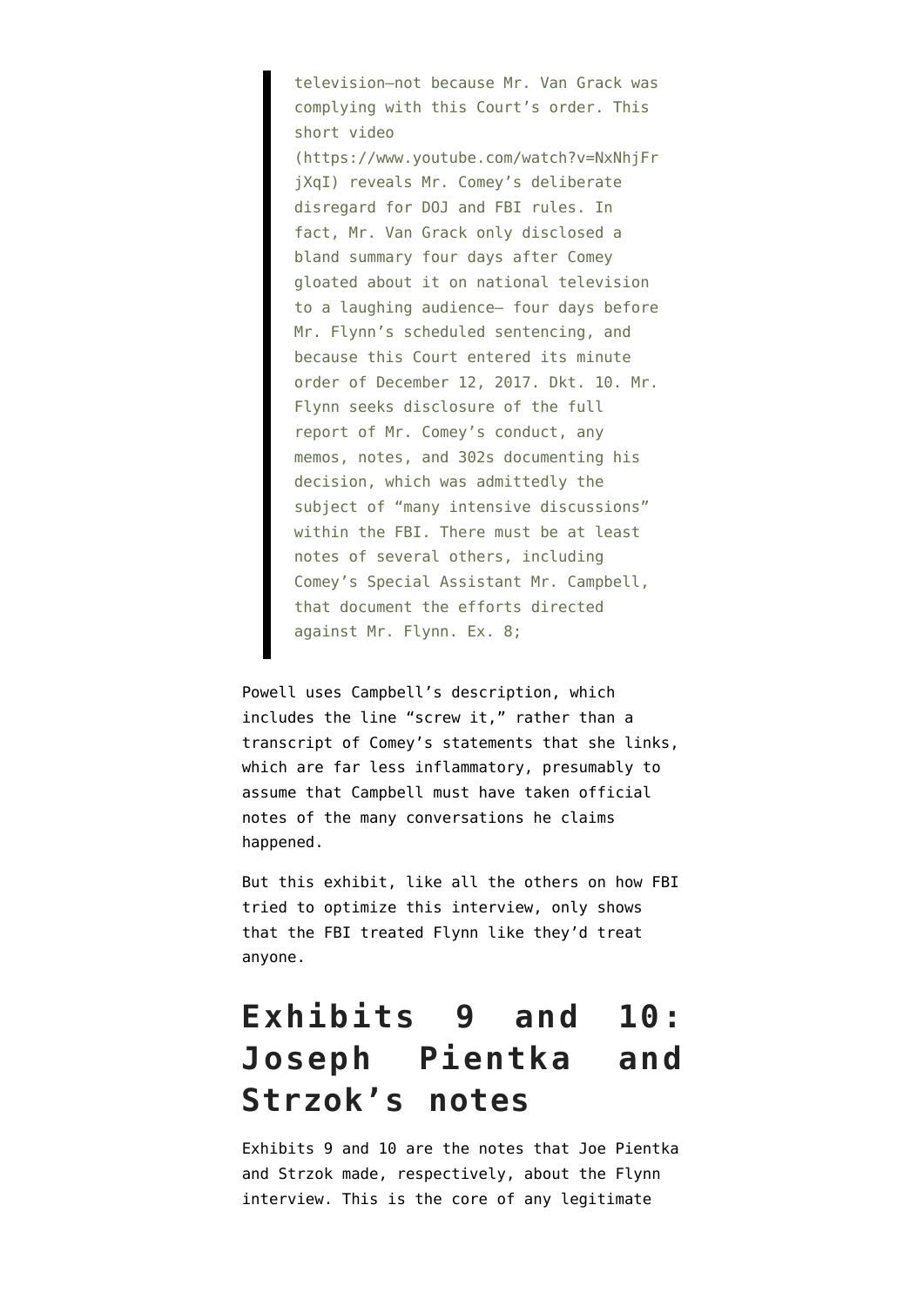> television—not because Mr. Van Grack was complying with this Court's order. This short video (https://www.youtube.com/watch?v=NxNhjFrjXqI) reveals Mr. Comey's deliberate disregard for DOJ and FBI rules. In fact, Mr. Van Grack only disclosed a bland summary four days after Comey gloated about it on national television to a laughing audience— four days before Mr. Flynn's scheduled sentencing, and because this Court entered its minute order of December 12, 2017. Dkt. 10. Mr. Flynn seeks disclosure of the full report of Mr. Comey's conduct, any memos, notes, and 302s documenting his decision, which was admittedly the subject of "many intensive discussions" within the FBI. There must be at least notes of several others, including Comey's Special Assistant Mr. Campbell, that document the efforts directed against Mr. Flynn. Ex. 8;

Powell uses Campbell's description, which includes the line "screw it," rather than a transcript of Comey's statements that she links, which are far less inflammatory, presumably to assume that Campbell must have taken official notes of the many conversations he claims happened.

But this exhibit, like all the others on how FBI tried to optimize this interview, only shows that the FBI treated Flynn like they'd treat anyone.

## Exhibits 9 and 10: Joseph Pientka and Strzok's notes

Exhibits 9 and 10 are the notes that Joe Pientka and Strzok made, respectively, about the Flynn interview. This is the core of any legitimate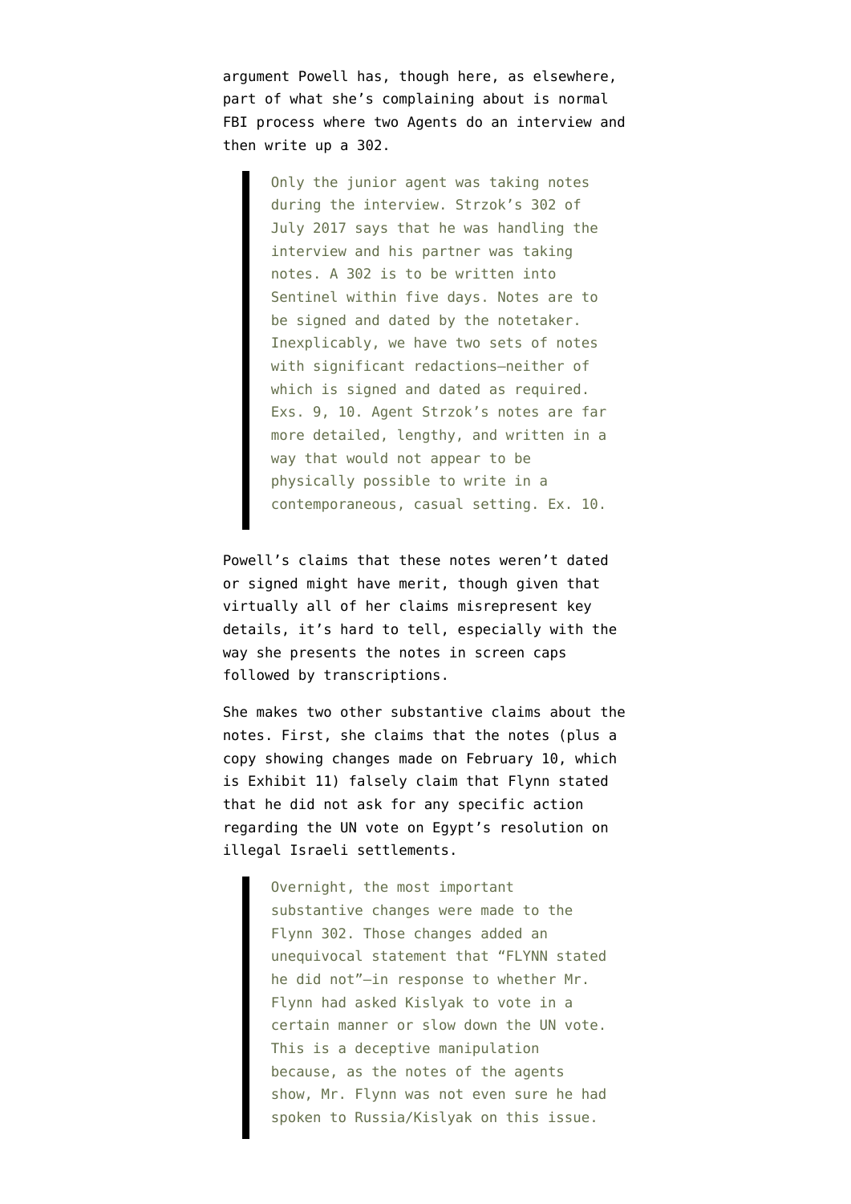argument Powell has, though here, as elsewhere, part of what she's complaining about is normal FBI process where two Agents do an interview and then write up a 302.

> Only the junior agent was taking notes during the interview. Strzok's 302 of July 2017 says that he was handling the interview and his partner was taking notes. A 302 is to be written into Sentinel within five days. Notes are to be signed and dated by the notetaker. Inexplicably, we have two sets of notes with significant redactions—neither of which is signed and dated as required. Exs. 9, 10. Agent Strzok's notes are far more detailed, lengthy, and written in a way that would not appear to be physically possible to write in a contemporaneous, casual setting. Ex. 10.

Powell's claims that these notes weren't dated or signed might have merit, though given that virtually all of her claims misrepresent key details, it's hard to tell, especially with the way she presents the notes in screen caps followed by transcriptions.

She makes two other substantive claims about the notes. First, she claims that the notes (plus a copy showing changes made on February 10, which is Exhibit 11) falsely claim that Flynn stated that he did not ask for any specific action regarding the UN vote on Egypt's resolution on illegal Israeli settlements.

> Overnight, the most important substantive changes were made to the Flynn 302. Those changes added an unequivocal statement that "FLYNN stated he did not"—in response to whether Mr. Flynn had asked Kislyak to vote in a certain manner or slow down the UN vote. This is a deceptive manipulation because, as the notes of the agents show, Mr. Flynn was not even sure he had spoken to Russia/Kislyak on this issue.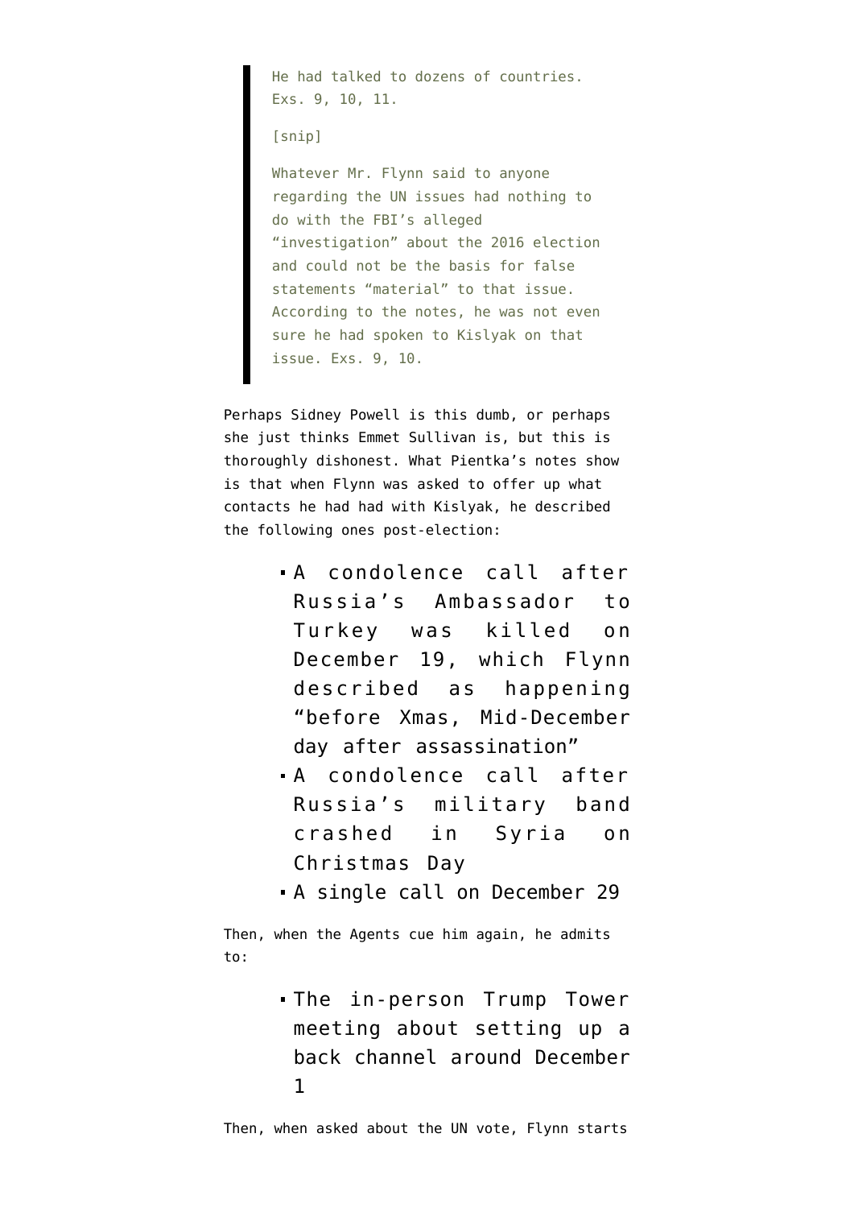> He had talked to dozens of countries. Exs. 9, 10, 11.
>
> [snip]
>
> Whatever Mr. Flynn said to anyone regarding the UN issues had nothing to do with the FBI's alleged "investigation" about the 2016 election and could not be the basis for false statements "material" to that issue. According to the notes, he was not even sure he had spoken to Kislyak on that issue. Exs. 9, 10.

Perhaps Sidney Powell is this dumb, or perhaps she just thinks Emmet Sullivan is, but this is thoroughly dishonest. What Pientka's notes show is that when Flynn was asked to offer up what contacts he had had with Kislyak, he described the following ones post-election:

- A condolence call after Russia's Ambassador to Turkey was killed on December 19, which Flynn described as happening "before Xmas, Mid-December day after assassination"
- A condolence call after Russia's military band crashed in Syria on Christmas Day
- A single call on December 29

Then, when the Agents cue him again, he admits to:

- The in-person Trump Tower meeting about setting up a back channel around December 1

Then, when asked about the UN vote, Flynn starts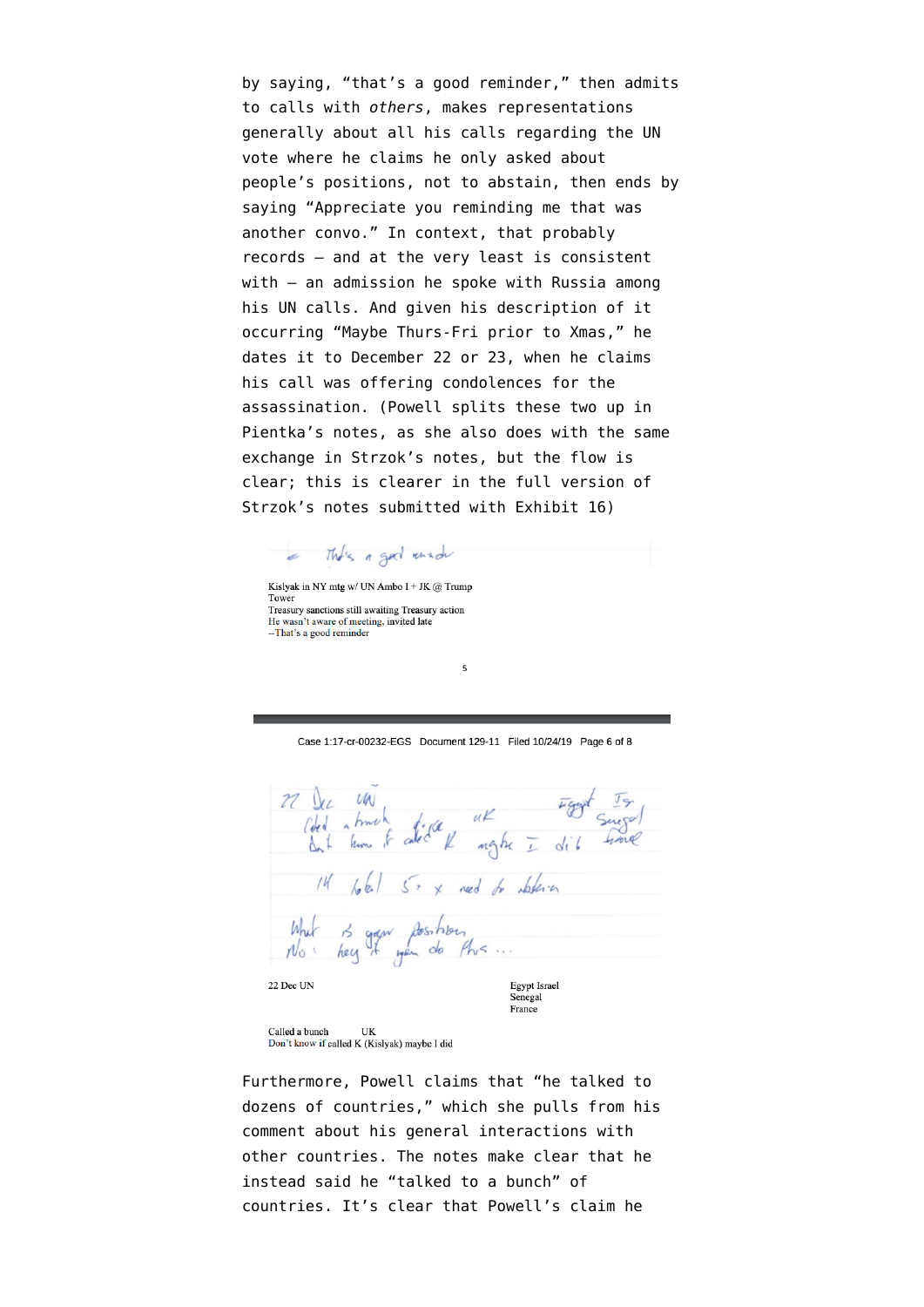by saying, "that's a good reminder," then admits to calls with *others*, makes representations generally about all his calls regarding the UN vote where he claims he only asked about people's positions, not to abstain, then ends by saying "Appreciate you reminding me that was another convo." In context, that probably records — and at the very least is consistent with — an admission he spoke with Russia among his UN calls. And given his description of it occurring "Maybe Thurs-Fri prior to Xmas," he dates it to December 22 or 23, when he claims his call was offering condolences for the assassination. (Powell splits these two up in Pientka's notes, as she also does with the same exchange in Strzok's notes, but the flow is clear; this is clearer in the full version of Strzok's notes submitted with Exhibit 16)

← That's a good reminder

Kislyak in NY mtg w/ UN Ambo I + JK @ Trump Tower
Treasury sanctions still awaiting Treasury action
He wasn't aware of meeting, invited late
--That's a good reminder

5

Case 1:17-cr-00232-EGS Document 129-11 Filed 10/24/19 Page 6 of 8

22 Dec UN — Egypt Is Senegal France
Called a bunch — UK
Don't know if called K maybe I did
14 total 5 + x need to abstain
What is your position
No: hey if you do this...

22 Dec UN — Egypt Israel Senegal France

Called a bunch — UK
Don't know if called K (Kislyak) maybe I did

Furthermore, Powell claims that "he talked to dozens of countries," which she pulls from his comment about his general interactions with other countries. The notes make clear that he instead said he "talked to a bunch" of countries. It's clear that Powell's claim he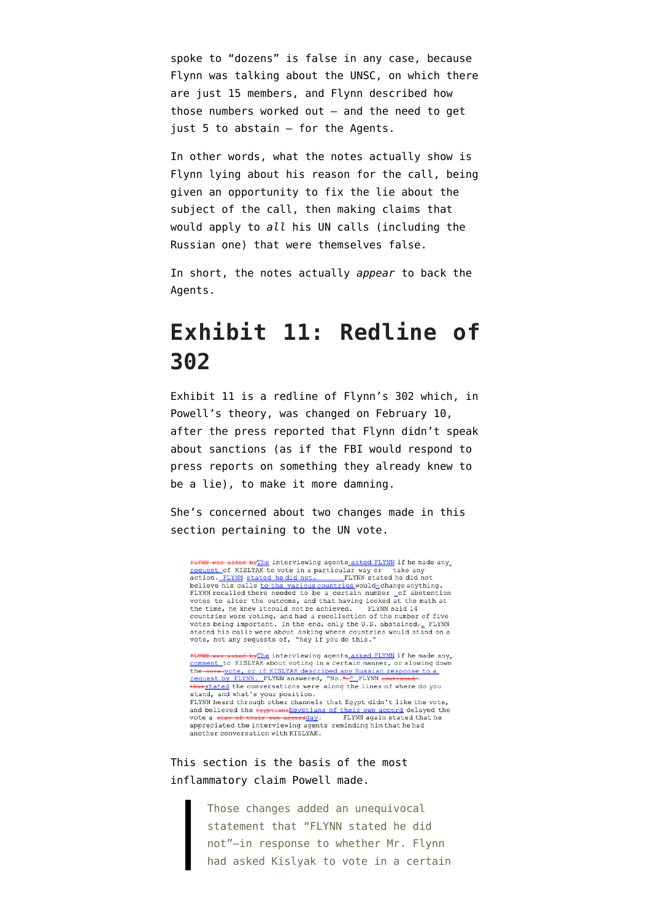spoke to "dozens" is false in any case, because Flynn was talking about the UNSC, on which there are just 15 members, and Flynn described how those numbers worked out — and the need to get just 5 to abstain — for the Agents.

In other words, what the notes actually show is Flynn lying about his reason for the call, being given an opportunity to fix the lie about the subject of the call, then making claims that would apply to *all* his UN calls (including the Russian one) that were themselves false.

In short, the notes actually *appear* to back the Agents.

## Exhibit 11: Redline of 302

Exhibit 11 is a redline of Flynn's 302 which, in Powell's theory, was changed on February 10, after the press reported that Flynn didn't speak about sanctions (as if the FBI would respond to press reports on something they already knew to be a lie), to make it more damning.

She's concerned about two changes made in this section pertaining to the UN vote.

~~FLYNN was asked by~~The interviewing agents asked FLYNN if he made any request of KISLYAK to vote in a particular way or take any action. FLYNN stated he did not. FLYNN stated he did not believe his calls to the various countries would change anything. FLYNN recalled there needed to be a certain number of abstention votes to alter the outcome, and that having looked at the math at the time, he knew it could not be achieved. FLYNN said 14 countries were voting, and had a recollection of the number of five votes being important. In the end, only the U.S. abstained~~,~~. FLYNN stated his calls were about asking where countries would stand on a vote, not any requests of, "hey if you do this."

~~FLYNN was asked by~~The interviewing agents asked FLYNN if he made any comment to KISLYAK about voting in a certain manner, or slowing down the ~~vote~~ vote, or if KISLYAK described any Russian response to a request by FLYNN. FLYNN answered, "No.~~"~~" FLYNN ~~continued that~~stated the conversations were along the lines of where do you stand, and what's your position. FLYNN heard through other channels that Egypt didn't like the vote, and believed the ~~Egyptians~~Egyptians of their own accord delayed the vote a ~~day of their own accord~~day. FLYNN again stated that he appreciated the interviewing agents reminding him that he had another conversation with KISLYAK.

This section is the basis of the most inflammatory claim Powell made.

> Those changes added an unequivocal statement that "FLYNN stated he did not"—in response to whether Mr. Flynn had asked Kislyak to vote in a certain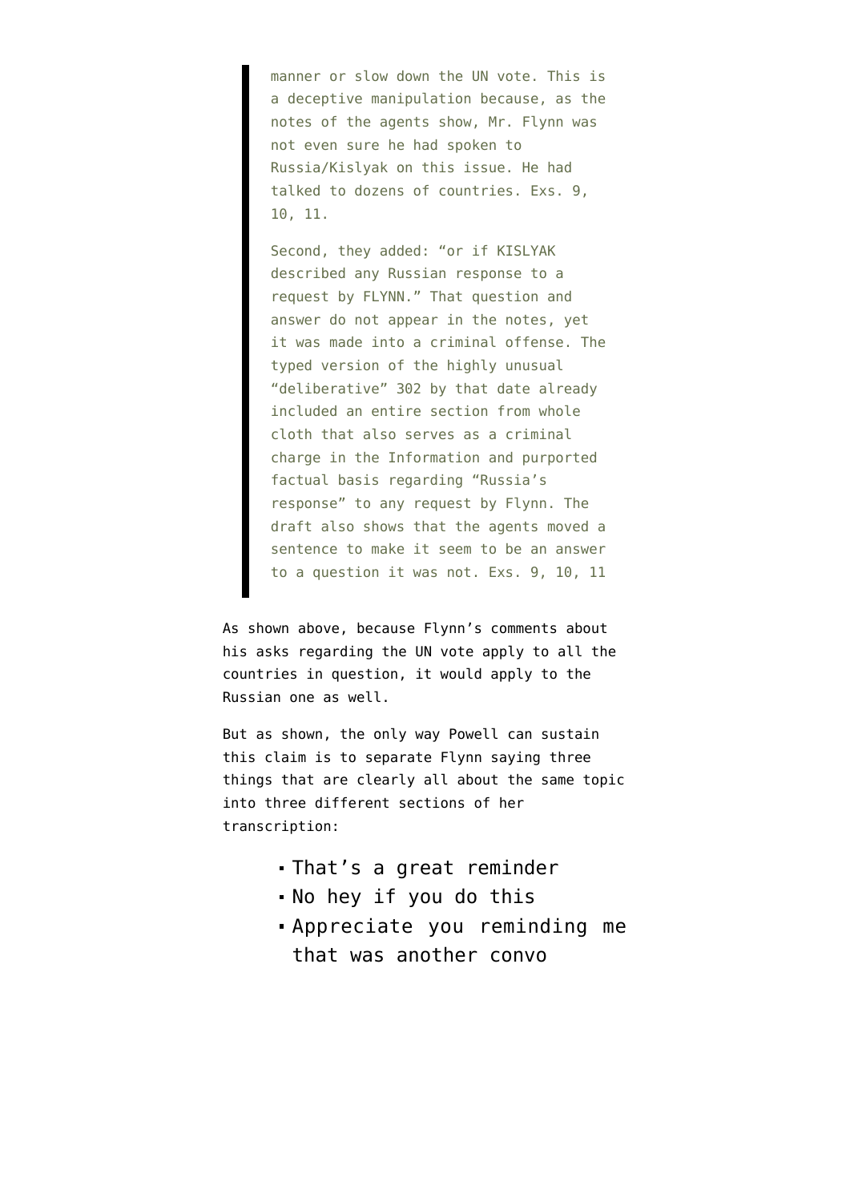> manner or slow down the UN vote. This is a deceptive manipulation because, as the notes of the agents show, Mr. Flynn was not even sure he had spoken to Russia/Kislyak on this issue. He had talked to dozens of countries. Exs. 9, 10, 11.
>
> Second, they added: "or if KISLYAK described any Russian response to a request by FLYNN." That question and answer do not appear in the notes, yet it was made into a criminal offense. The typed version of the highly unusual "deliberative" 302 by that date already included an entire section from whole cloth that also serves as a criminal charge in the Information and purported factual basis regarding "Russia's response" to any request by Flynn. The draft also shows that the agents moved a sentence to make it seem to be an answer to a question it was not. Exs. 9, 10, 11

As shown above, because Flynn's comments about his asks regarding the UN vote apply to all the countries in question, it would apply to the Russian one as well.

But as shown, the only way Powell can sustain this claim is to separate Flynn saying three things that are clearly all about the same topic into three different sections of her transcription:

- That's a great reminder
- No hey if you do this
- Appreciate you reminding me that was another convo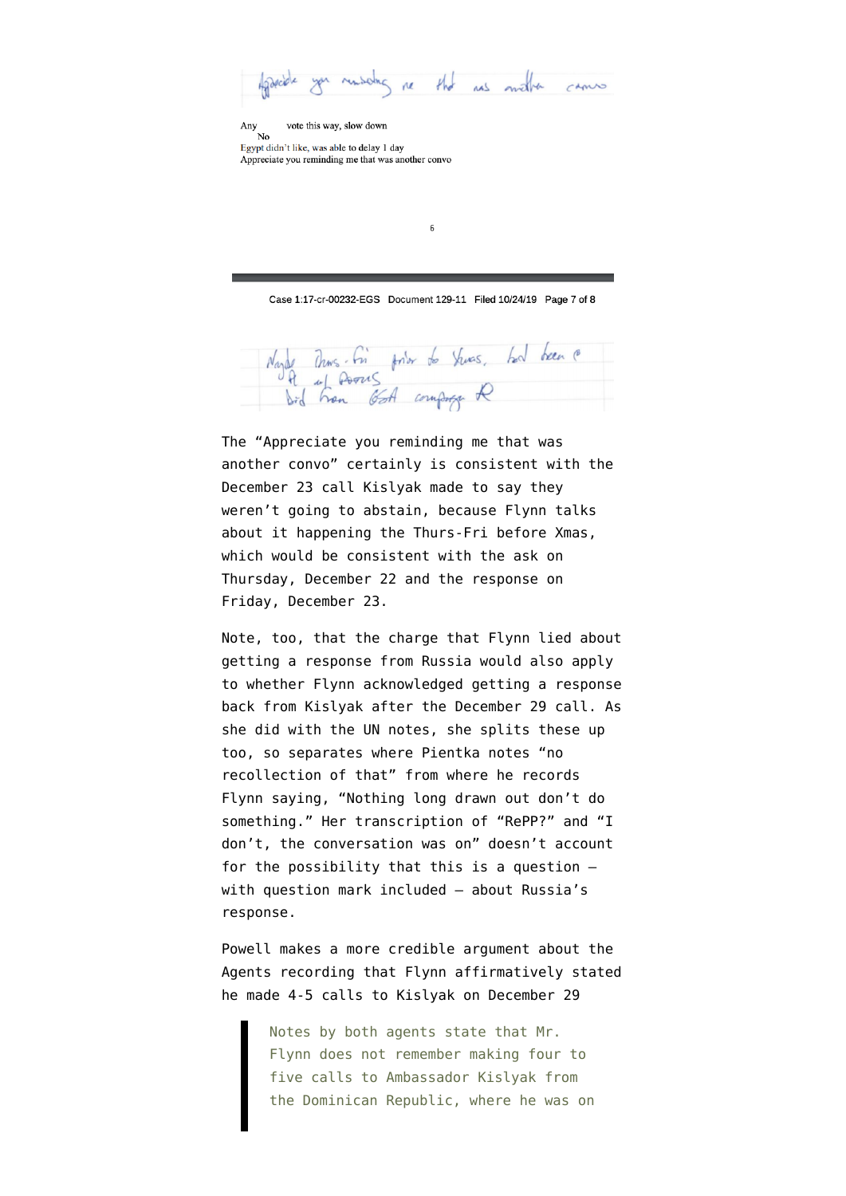Appreciate you reminding me that was another convo

Any vote this way, slow down
No
Egypt didn't like, was able to delay 1 day
Appreciate you reminding me that was another convo

Case 1:17-cr-00232-EGS Document 129-11 Filed 10/24/19 Page 7 of 8

Maybe Thurs-Fri prior to Xmas, had been @ Pt w/ Porus
Bid from GSA computer R

The "Appreciate you reminding me that was another convo" certainly is consistent with the December 23 call Kislyak made to say they weren't going to abstain, because Flynn talks about it happening the Thurs-Fri before Xmas, which would be consistent with the ask on Thursday, December 22 and the response on Friday, December 23.

Note, too, that the charge that Flynn lied about getting a response from Russia would also apply to whether Flynn acknowledged getting a response back from Kislyak after the December 29 call. As she did with the UN notes, she splits these up too, so separates where Pientka notes "no recollection of that" from where he records Flynn saying, "Nothing long drawn out don't do something." Her transcription of "RePP?" and "I don't, the conversation was on" doesn't account for the possibility that this is a question — with question mark included — about Russia's response.

Powell makes a more credible argument about the Agents recording that Flynn affirmatively stated he made 4-5 calls to Kislyak on December 29

> Notes by both agents state that Mr. Flynn does not remember making four to five calls to Ambassador Kislyak from the Dominican Republic, where he was on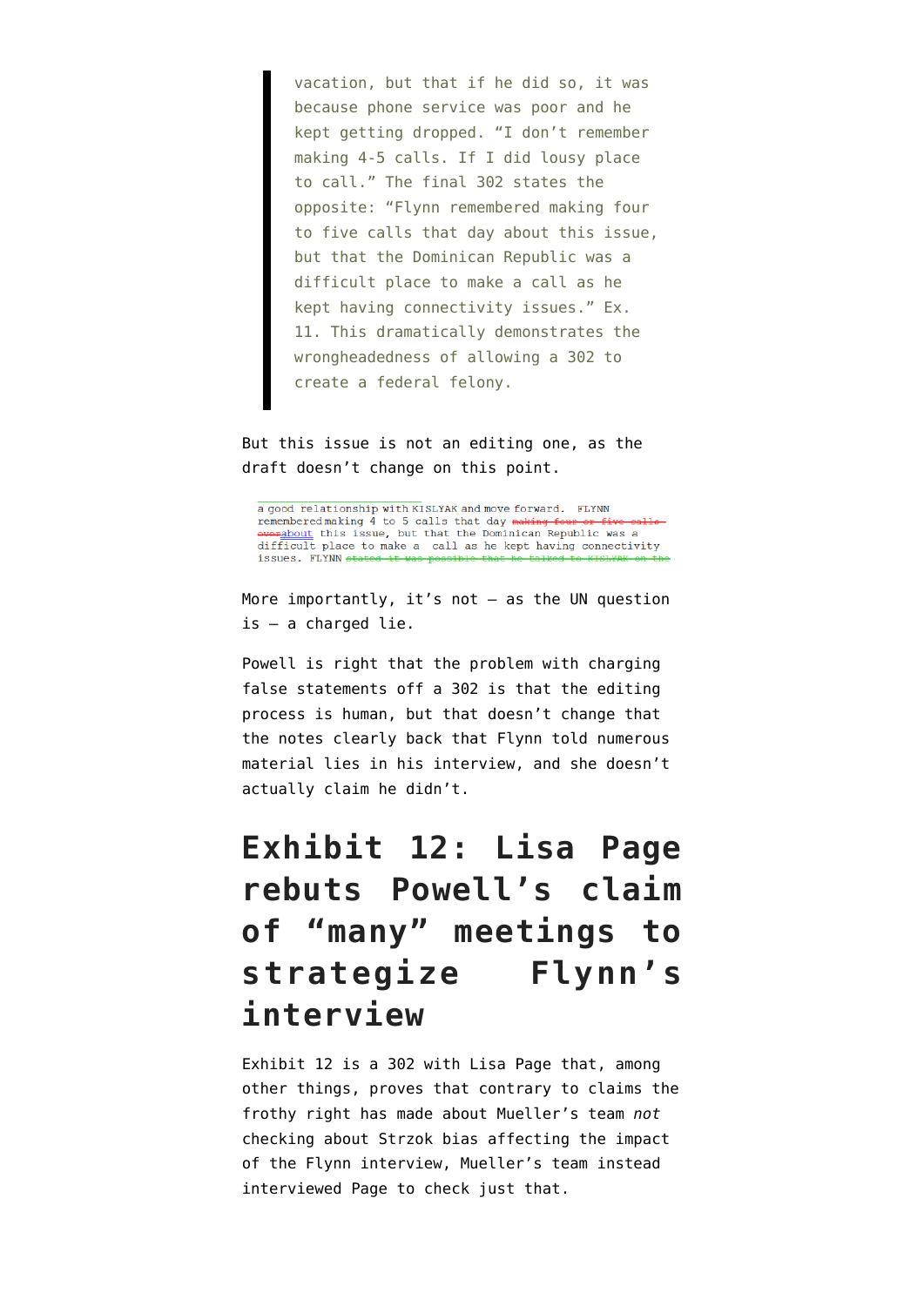> vacation, but that if he did so, it was because phone service was poor and he kept getting dropped. "I don't remember making 4-5 calls. If I did lousy place to call." The final 302 states the opposite: "Flynn remembered making four to five calls that day about this issue, but that the Dominican Republic was a difficult place to make a call as he kept having connectivity issues." Ex. 11. This dramatically demonstrates the wrongheadedness of allowing a 302 to create a federal felony.

But this issue is not an editing one, as the draft doesn't change on this point.

> a good relationship with KISLYAK and move forward. FLYNN remembered making 4 to 5 calls that day ~~making four or five calls over~~about this issue, but that the Dominican Republic was a difficult place to make a call as he kept having connectivity issues. FLYNN ~~stated it was possible that he talked to KISLYAK on the~~

More importantly, it's not – as the UN question is – a charged lie.

Powell is right that the problem with charging false statements off a 302 is that the editing process is human, but that doesn't change that the notes clearly back that Flynn told numerous material lies in his interview, and she doesn't actually claim he didn't.

# Exhibit 12: Lisa Page rebuts Powell's claim of "many" meetings to strategize Flynn's interview

Exhibit 12 is a 302 with Lisa Page that, among other things, proves that contrary to claims the frothy right has made about Mueller's team *not* checking about Strzok bias affecting the impact of the Flynn interview, Mueller's team instead interviewed Page to check just that.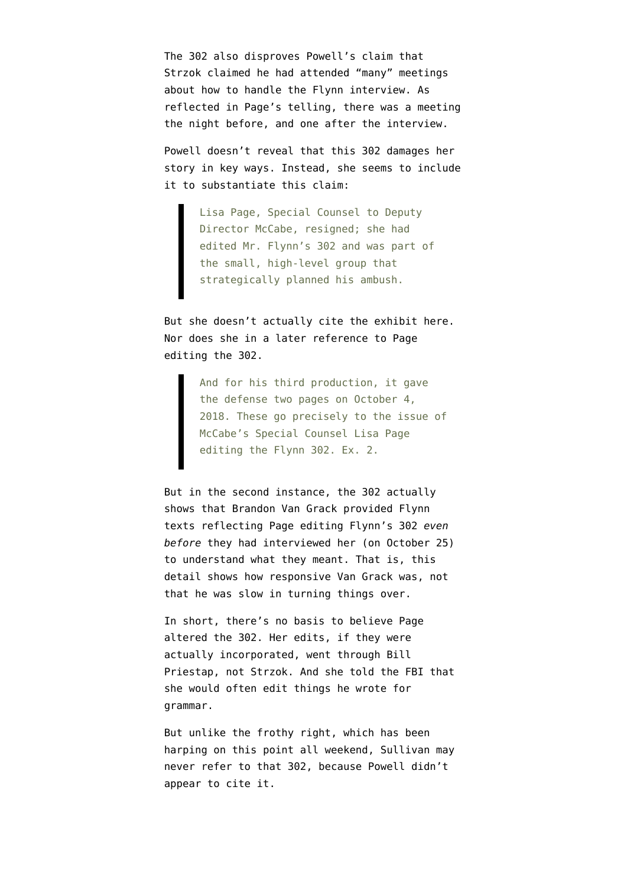The 302 also disproves Powell's claim that Strzok claimed he had attended "many" meetings about how to handle the Flynn interview. As reflected in Page's telling, there was a meeting the night before, and one after the interview.

Powell doesn't reveal that this 302 damages her story in key ways. Instead, she seems to include it to substantiate this claim:

> Lisa Page, Special Counsel to Deputy Director McCabe, resigned; she had edited Mr. Flynn's 302 and was part of the small, high-level group that strategically planned his ambush.

But she doesn't actually cite the exhibit here. Nor does she in a later reference to Page editing the 302.

> And for his third production, it gave the defense two pages on October 4, 2018. These go precisely to the issue of McCabe's Special Counsel Lisa Page editing the Flynn 302. Ex. 2.

But in the second instance, the 302 actually shows that Brandon Van Grack provided Flynn texts reflecting Page editing Flynn's 302 *even before* they had interviewed her (on October 25) to understand what they meant. That is, this detail shows how responsive Van Grack was, not that he was slow in turning things over.

In short, there's no basis to believe Page altered the 302. Her edits, if they were actually incorporated, went through Bill Priestap, not Strzok. And she told the FBI that she would often edit things he wrote for grammar.

But unlike the frothy right, which has been harping on this point all weekend, Sullivan may never refer to that 302, because Powell didn't appear to cite it.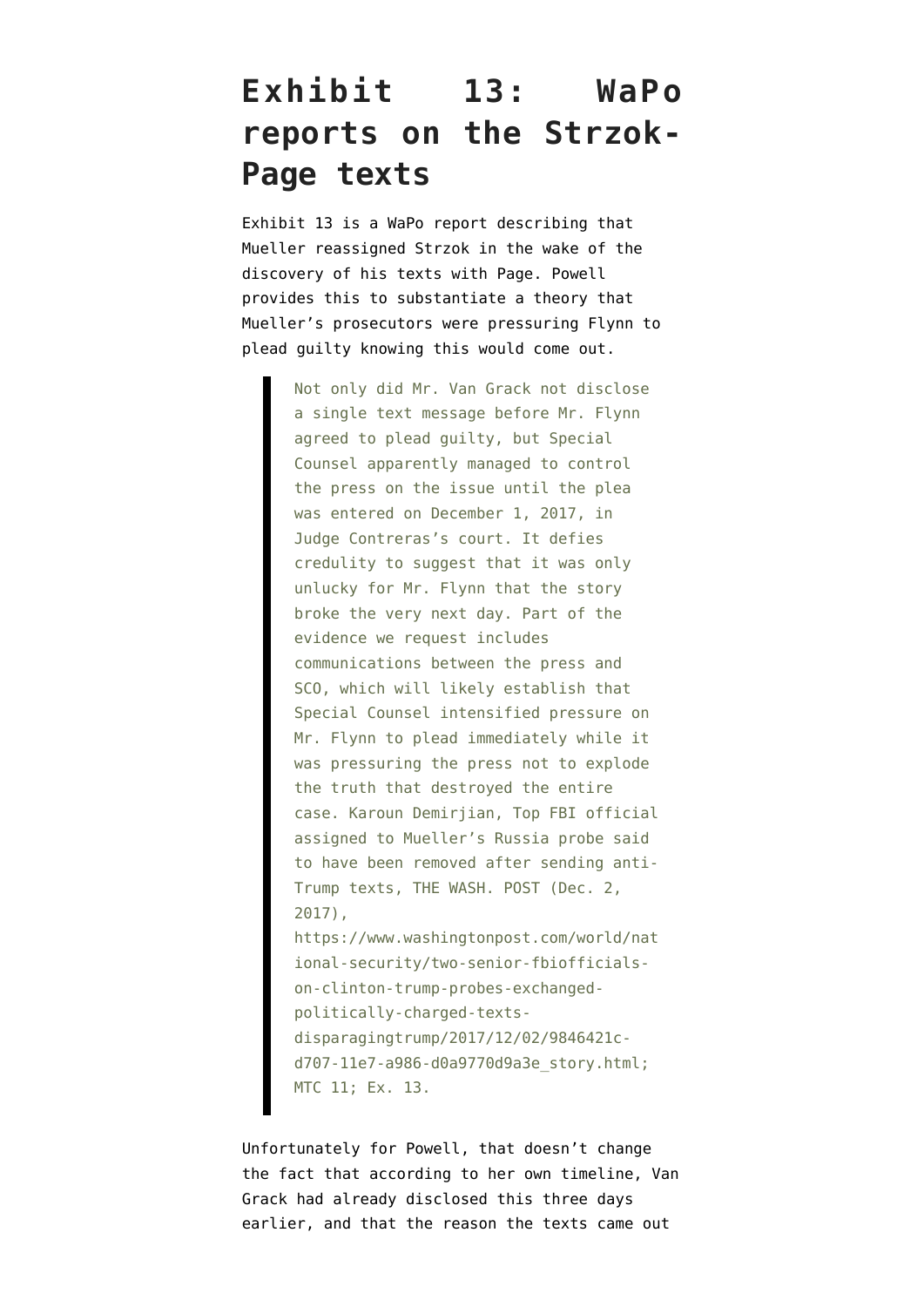# Exhibit 13: WaPo reports on the Strzok-Page texts

Exhibit 13 is a WaPo report describing that Mueller reassigned Strzok in the wake of the discovery of his texts with Page. Powell provides this to substantiate a theory that Mueller's prosecutors were pressuring Flynn to plead guilty knowing this would come out.

> Not only did Mr. Van Grack not disclose a single text message before Mr. Flynn agreed to plead guilty, but Special Counsel apparently managed to control the press on the issue until the plea was entered on December 1, 2017, in Judge Contreras's court. It defies credulity to suggest that it was only unlucky for Mr. Flynn that the story broke the very next day. Part of the evidence we request includes communications between the press and SCO, which will likely establish that Special Counsel intensified pressure on Mr. Flynn to plead immediately while it was pressuring the press not to explode the truth that destroyed the entire case. Karoun Demirjian, Top FBI official assigned to Mueller's Russia probe said to have been removed after sending anti-Trump texts, THE WASH. POST (Dec. 2, 2017), https://www.washingtonpost.com/world/national-security/two-senior-fbiofficials-on-clinton-trump-probes-exchanged-politically-charged-texts-disparagingtrump/2017/12/02/9846421c-d707-11e7-a986-d0a9770d9a3e_story.html; MTC 11; Ex. 13.

Unfortunately for Powell, that doesn't change the fact that according to her own timeline, Van Grack had already disclosed this three days earlier, and that the reason the texts came out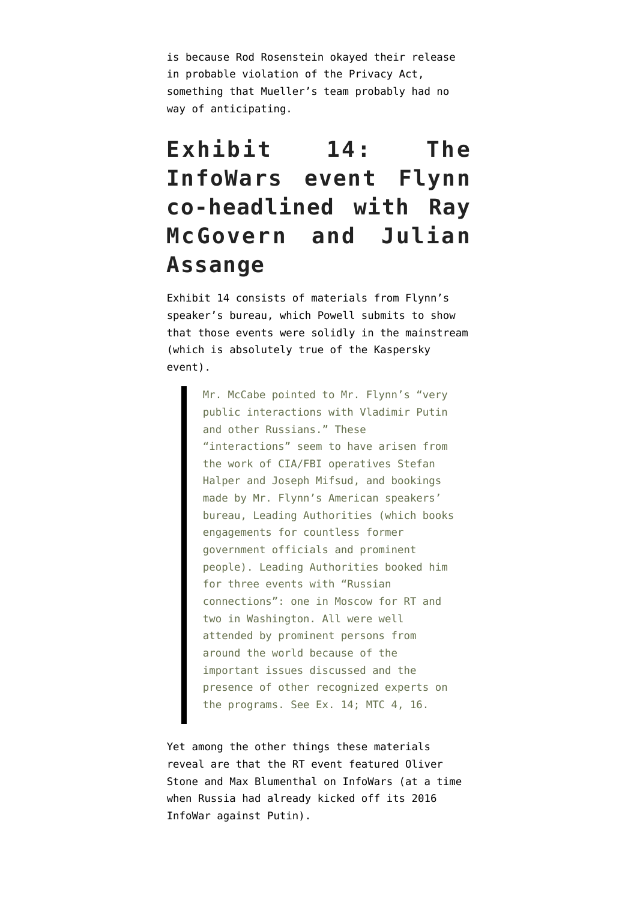is because Rod Rosenstein okayed their release in probable violation of the Privacy Act, something that Mueller's team probably had no way of anticipating.

## Exhibit 14: The InfoWars event Flynn co-headlined with Ray McGovern and Julian Assange

Exhibit 14 consists of materials from Flynn's speaker's bureau, which Powell submits to show that those events were solidly in the mainstream (which is absolutely true of the Kaspersky event).

> Mr. McCabe pointed to Mr. Flynn's "very public interactions with Vladimir Putin and other Russians." These "interactions" seem to have arisen from the work of CIA/FBI operatives Stefan Halper and Joseph Mifsud, and bookings made by Mr. Flynn's American speakers' bureau, Leading Authorities (which books engagements for countless former government officials and prominent people). Leading Authorities booked him for three events with "Russian connections": one in Moscow for RT and two in Washington. All were well attended by prominent persons from around the world because of the important issues discussed and the presence of other recognized experts on the programs. See Ex. 14; MTC 4, 16.

Yet among the other things these materials reveal are that the RT event featured Oliver Stone and Max Blumenthal on InfoWars (at a time when Russia had already kicked off its 2016 InfoWar against Putin).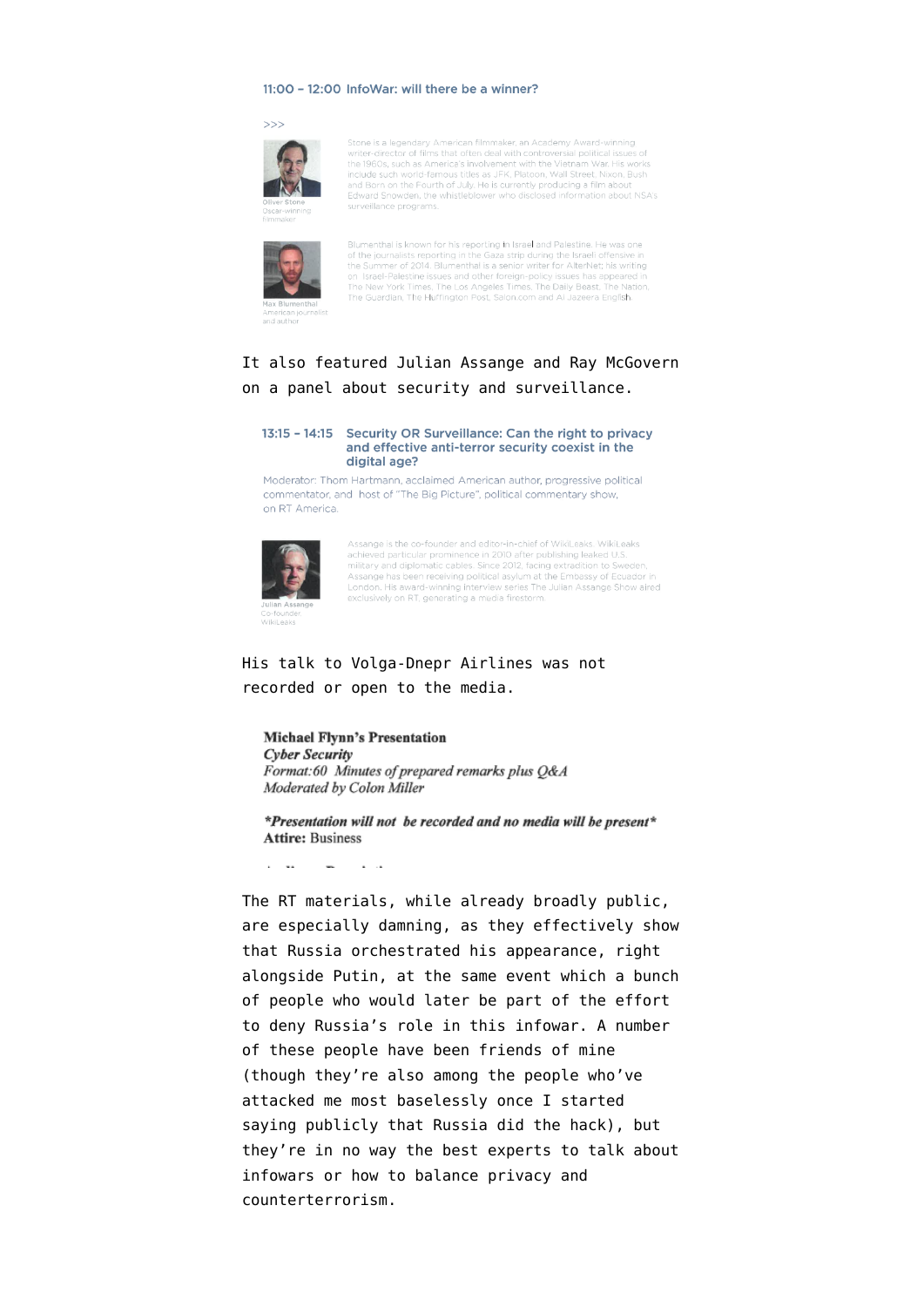11:00 – 12:00 InfoWar: will there be a winner?

>>>

Oliver Stone
Oscar-winning filmmaker

Stone is a legendary American filmmaker, an Academy Award-winning writer-director of films that often deal with controversial political issues of the 1960s, such as America's involvement with the Vietnam War. His works include such world-famous titles as JFK, Platoon, Wall Street, Nixon, Bush and Born on the Fourth of July. He is currently producing a film about Edward Snowden, the whistleblower who disclosed information about NSA's surveillance programs.

Max Blumenthal
American journalist and author

Blumenthal is known for his reporting in Israel and Palestine. He was one of the journalists reporting in the Gaza strip during the Israeli offensive in the Summer of 2014. Blumenthal is a senior writer for AlterNet; his writing on Israel-Palestine issues and other foreign-policy issues has appeared in The New York Times, The Los Angeles Times, The Daily Beast, The Nation, The Guardian, The Huffington Post, Salon.com and Al Jazeera English.

It also featured Julian Assange and Ray McGovern on a panel about security and surveillance.

13:15 – 14:15 Security OR Surveillance: Can the right to privacy and effective anti-terror security coexist in the digital age?

Moderator: Thom Hartmann, acclaimed American author, progressive political commentator, and host of "The Big Picture", political commentary show, on RT America.

Julian Assange
Co-founder WikiLeaks

Assange is the co-founder and editor-in-chief of WikiLeaks. WikiLeaks achieved particular prominence in 2010 after publishing leaked U.S. military and diplomatic cables. Since 2012, facing extradition to Sweden, Assange has been receiving political asylum at the Embassy of Ecuador in London. His award-winning interview series The Julian Assange Show aired exclusively on RT, generating a media firestorm.

His talk to Volga-Dnepr Airlines was not recorded or open to the media.

**Michael Flynn's Presentation**
***Cyber Security***
*Format: 60 Minutes of prepared remarks plus Q&A*
*Moderated by Colon Miller*

***Presentation will not be recorded and no media will be present***
**Attire:** Business

The RT materials, while already broadly public, are especially damning, as they effectively show that Russia orchestrated his appearance, right alongside Putin, at the same event which a bunch of people who would later be part of the effort to deny Russia's role in this infowar. A number of these people have been friends of mine (though they're also among the people who've attacked me most baselessly once I started saying publicly that Russia did the hack), but they're in no way the best experts to talk about infowars or how to balance privacy and counterterrorism.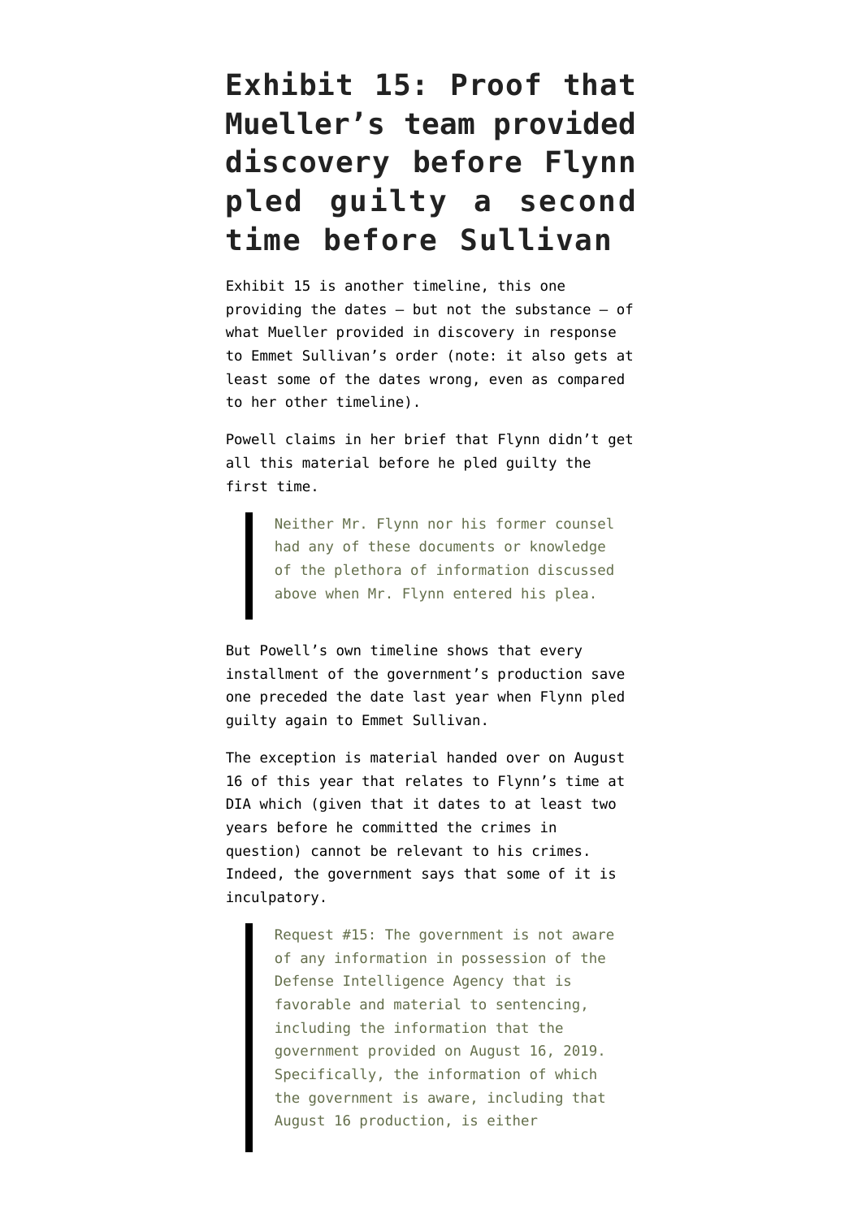# Exhibit 15: Proof that Mueller's team provided discovery before Flynn pled guilty a second time before Sullivan

Exhibit 15 is another timeline, this one providing the dates — but not the substance — of what Mueller provided in discovery in response to Emmet Sullivan's order (note: it also gets at least some of the dates wrong, even as compared to her other timeline).

Powell claims in her brief that Flynn didn't get all this material before he pled guilty the first time.

> Neither Mr. Flynn nor his former counsel had any of these documents or knowledge of the plethora of information discussed above when Mr. Flynn entered his plea.

But Powell's own timeline shows that every installment of the government's production save one preceded the date last year when Flynn pled guilty again to Emmet Sullivan.

The exception is material handed over on August 16 of this year that relates to Flynn's time at DIA which (given that it dates to at least two years before he committed the crimes in question) cannot be relevant to his crimes. Indeed, the government says that some of it is inculpatory.

> Request #15: The government is not aware of any information in possession of the Defense Intelligence Agency that is favorable and material to sentencing, including the information that the government provided on August 16, 2019. Specifically, the information of which the government is aware, including that August 16 production, is either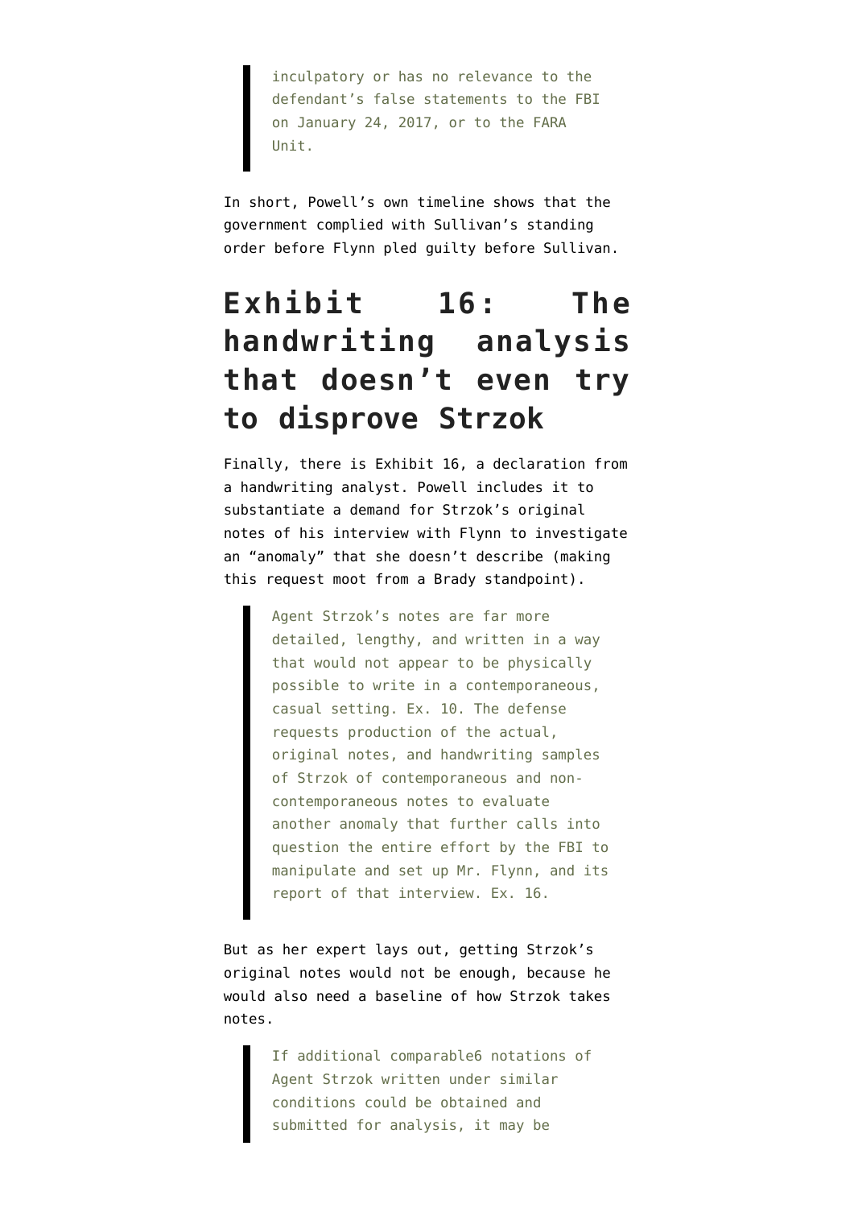> inculpatory or has no relevance to the defendant's false statements to the FBI on January 24, 2017, or to the FARA Unit.

In short, Powell's own timeline shows that the government complied with Sullivan's standing order before Flynn pled guilty before Sullivan.

## Exhibit 16: The handwriting analysis that doesn't even try to disprove Strzok

Finally, there is Exhibit 16, a declaration from a handwriting analyst. Powell includes it to substantiate a demand for Strzok's original notes of his interview with Flynn to investigate an "anomaly" that she doesn't describe (making this request moot from a Brady standpoint).

> Agent Strzok's notes are far more detailed, lengthy, and written in a way that would not appear to be physically possible to write in a contemporaneous, casual setting. Ex. 10. The defense requests production of the actual, original notes, and handwriting samples of Strzok of contemporaneous and non-contemporaneous notes to evaluate another anomaly that further calls into question the entire effort by the FBI to manipulate and set up Mr. Flynn, and its report of that interview. Ex. 16.

But as her expert lays out, getting Strzok's original notes would not be enough, because he would also need a baseline of how Strzok takes notes.

> If additional comparable6 notations of Agent Strzok written under similar conditions could be obtained and submitted for analysis, it may be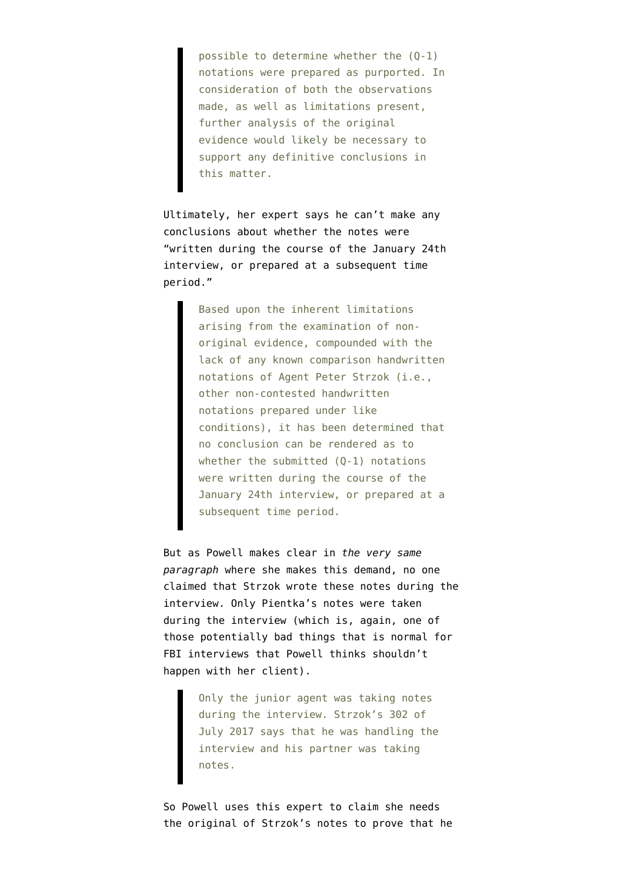> possible to determine whether the (Q-1) notations were prepared as purported. In consideration of both the observations made, as well as limitations present, further analysis of the original evidence would likely be necessary to support any definitive conclusions in this matter.

Ultimately, her expert says he can't make any conclusions about whether the notes were "written during the course of the January 24th interview, or prepared at a subsequent time period."

> Based upon the inherent limitations arising from the examination of non-original evidence, compounded with the lack of any known comparison handwritten notations of Agent Peter Strzok (i.e., other non-contested handwritten notations prepared under like conditions), it has been determined that no conclusion can be rendered as to whether the submitted (Q-1) notations were written during the course of the January 24th interview, or prepared at a subsequent time period.

But as Powell makes clear in *the very same paragraph* where she makes this demand, no one claimed that Strzok wrote these notes during the interview. Only Pientka's notes were taken during the interview (which is, again, one of those potentially bad things that is normal for FBI interviews that Powell thinks shouldn't happen with her client).

> Only the junior agent was taking notes during the interview. Strzok's 302 of July 2017 says that he was handling the interview and his partner was taking notes.

So Powell uses this expert to claim she needs the original of Strzok's notes to prove that he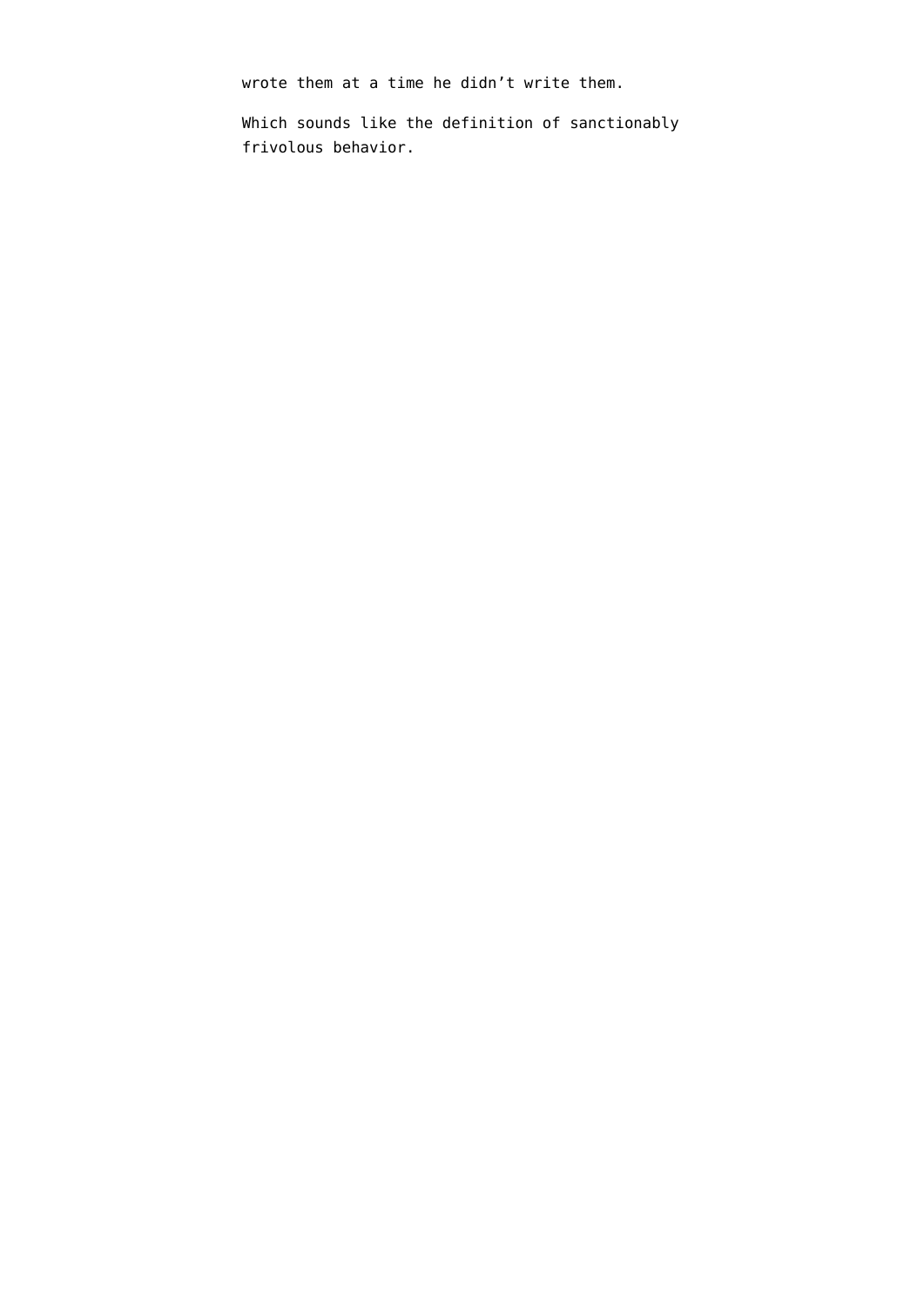wrote them at a time he didn’t write them.

Which sounds like the definition of sanctionably frivolous behavior.